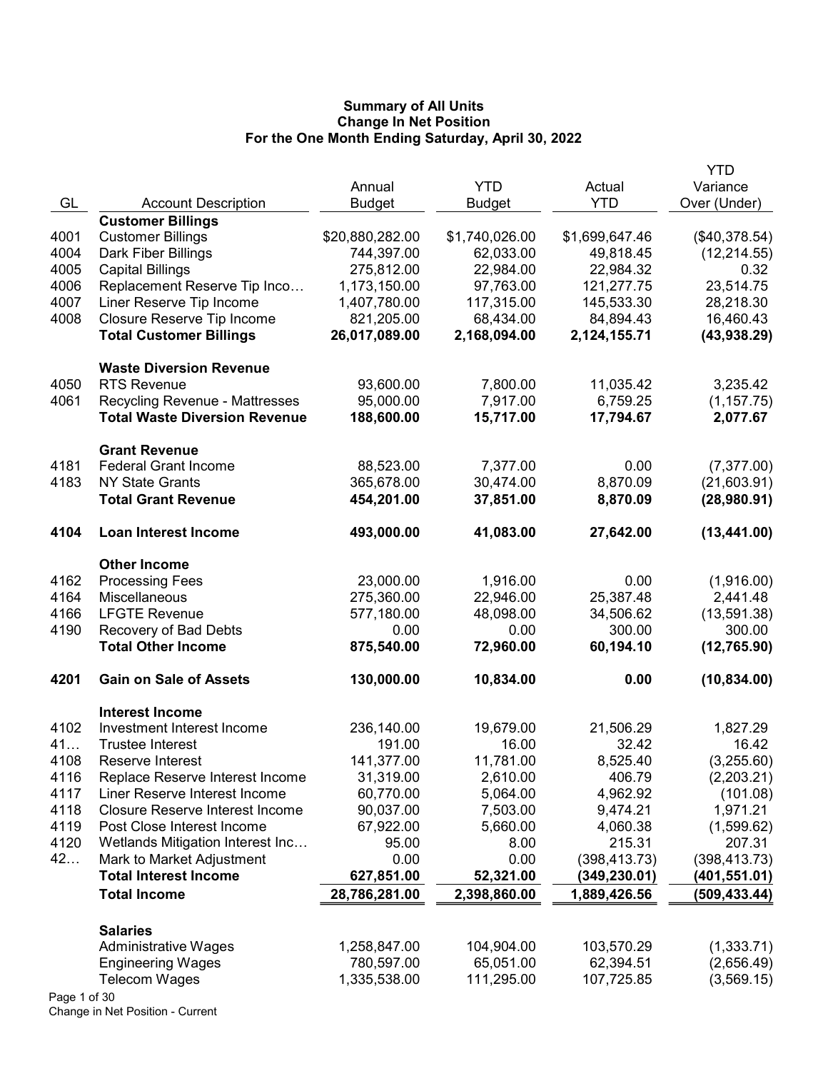# Summary of All Units
## Change In Net Position
### For the One Month Ending Saturday, April 30, 2022

| GL | Account Description | Annual Budget | YTD Budget | Actual YTD | YTD Variance Over (Under) |
|---|---|---|---|---|---|
| | **Customer Billings** | | | | |
| 4001 | Customer Billings | $20,880,282.00 | $1,740,026.00 | $1,699,647.46 | ($40,378.54) |
| 4004 | Dark Fiber Billings | 744,397.00 | 62,033.00 | 49,818.45 | (12,214.55) |
| 4005 | Capital Billings | 275,812.00 | 22,984.00 | 22,984.32 | 0.32 |
| 4006 | Replacement Reserve Tip Inco… | 1,173,150.00 | 97,763.00 | 121,277.75 | 23,514.75 |
| 4007 | Liner Reserve Tip Income | 1,407,780.00 | 117,315.00 | 145,533.30 | 28,218.30 |
| 4008 | Closure Reserve Tip Income | 821,205.00 | 68,434.00 | 84,894.43 | 16,460.43 |
| | **Total Customer Billings** | **26,017,089.00** | **2,168,094.00** | **2,124,155.71** | **(43,938.29)** |
| | **Waste Diversion Revenue** | | | | |
| 4050 | RTS Revenue | 93,600.00 | 7,800.00 | 11,035.42 | 3,235.42 |
| 4061 | Recycling Revenue - Mattresses | 95,000.00 | 7,917.00 | 6,759.25 | (1,157.75) |
| | **Total Waste Diversion Revenue** | **188,600.00** | **15,717.00** | **17,794.67** | **2,077.67** |
| | **Grant Revenue** | | | | |
| 4181 | Federal Grant Income | 88,523.00 | 7,377.00 | 0.00 | (7,377.00) |
| 4183 | NY State Grants | 365,678.00 | 30,474.00 | 8,870.09 | (21,603.91) |
| | **Total Grant Revenue** | **454,201.00** | **37,851.00** | **8,870.09** | **(28,980.91)** |
| **4104** | **Loan Interest Income** | **493,000.00** | **41,083.00** | **27,642.00** | **(13,441.00)** |
| | **Other Income** | | | | |
| 4162 | Processing Fees | 23,000.00 | 1,916.00 | 0.00 | (1,916.00) |
| 4164 | Miscellaneous | 275,360.00 | 22,946.00 | 25,387.48 | 2,441.48 |
| 4166 | LFGTE Revenue | 577,180.00 | 48,098.00 | 34,506.62 | (13,591.38) |
| 4190 | Recovery of Bad Debts | 0.00 | 0.00 | 300.00 | 300.00 |
| | **Total Other Income** | **875,540.00** | **72,960.00** | **60,194.10** | **(12,765.90)** |
| **4201** | **Gain on Sale of Assets** | **130,000.00** | **10,834.00** | **0.00** | **(10,834.00)** |
| | **Interest Income** | | | | |
| 4102 | Investment Interest Income | 236,140.00 | 19,679.00 | 21,506.29 | 1,827.29 |
| 41… | Trustee Interest | 191.00 | 16.00 | 32.42 | 16.42 |
| 4108 | Reserve Interest | 141,377.00 | 11,781.00 | 8,525.40 | (3,255.60) |
| 4116 | Replace Reserve Interest Income | 31,319.00 | 2,610.00 | 406.79 | (2,203.21) |
| 4117 | Liner Reserve Interest Income | 60,770.00 | 5,064.00 | 4,962.92 | (101.08) |
| 4118 | Closure Reserve Interest Income | 90,037.00 | 7,503.00 | 9,474.21 | 1,971.21 |
| 4119 | Post Close Interest Income | 67,922.00 | 5,660.00 | 4,060.38 | (1,599.62) |
| 4120 | Wetlands Mitigation Interest Inc… | 95.00 | 8.00 | 215.31 | 207.31 |
| 42… | Mark to Market Adjustment | 0.00 | 0.00 | (398,413.73) | (398,413.73) |
| | **Total Interest Income** | **627,851.00** | **52,321.00** | **(349,230.01)** | **(401,551.01)** |
| | **Total Income** | **28,786,281.00** | **2,398,860.00** | **1,889,426.56** | **(509,433.44)** |
| | **Salaries** | | | | |
| | Administrative Wages | 1,258,847.00 | 104,904.00 | 103,570.29 | (1,333.71) |
| | Engineering Wages | 780,597.00 | 65,051.00 | 62,394.51 | (2,656.49) |
| | Telecom Wages | 1,335,538.00 | 111,295.00 | 107,725.85 | (3,569.15) |

Change in Net Position - Current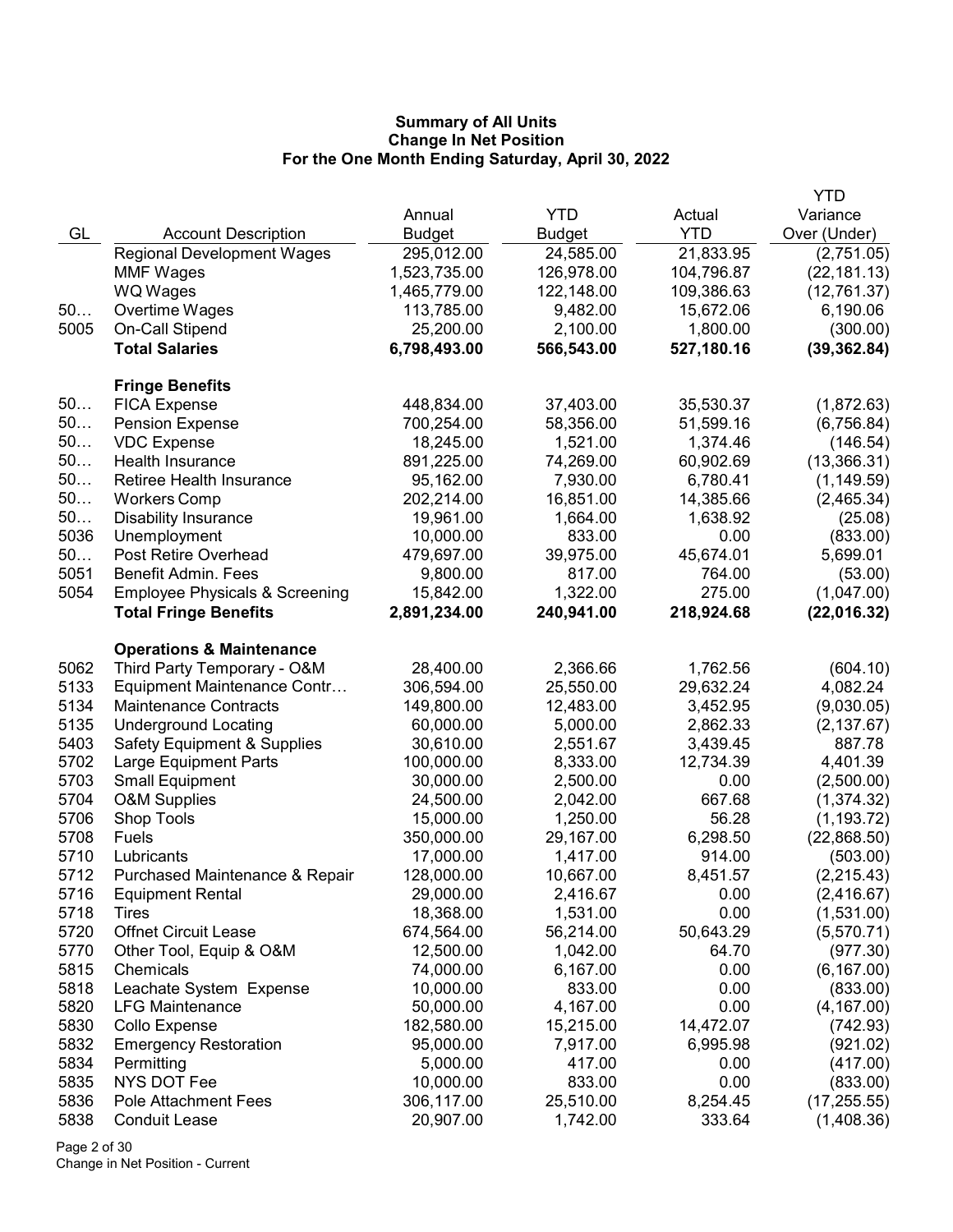# Summary of All Units
## Change In Net Position
### For the One Month Ending Saturday, April 30, 2022

| GL | Account Description | Annual Budget | YTD Budget | Actual YTD | YTD Variance Over (Under) |
|---|---|---|---|---|---|
| | Regional Development Wages | 295,012.00 | 24,585.00 | 21,833.95 | (2,751.05) |
| | MMF Wages | 1,523,735.00 | 126,978.00 | 104,796.87 | (22,181.13) |
| | WQ Wages | 1,465,779.00 | 122,148.00 | 109,386.63 | (12,761.37) |
| 50… | Overtime Wages | 113,785.00 | 9,482.00 | 15,672.06 | 6,190.06 |
| 5005 | On-Call Stipend | 25,200.00 | 2,100.00 | 1,800.00 | (300.00) |
| | **Total Salaries** | **6,798,493.00** | **566,543.00** | **527,180.16** | **(39,362.84)** |
| | **Fringe Benefits** | | | | |
| 50… | FICA Expense | 448,834.00 | 37,403.00 | 35,530.37 | (1,872.63) |
| 50… | Pension Expense | 700,254.00 | 58,356.00 | 51,599.16 | (6,756.84) |
| 50… | VDC Expense | 18,245.00 | 1,521.00 | 1,374.46 | (146.54) |
| 50… | Health Insurance | 891,225.00 | 74,269.00 | 60,902.69 | (13,366.31) |
| 50… | Retiree Health Insurance | 95,162.00 | 7,930.00 | 6,780.41 | (1,149.59) |
| 50… | Workers Comp | 202,214.00 | 16,851.00 | 14,385.66 | (2,465.34) |
| 50… | Disability Insurance | 19,961.00 | 1,664.00 | 1,638.92 | (25.08) |
| 5036 | Unemployment | 10,000.00 | 833.00 | 0.00 | (833.00) |
| 50… | Post Retire Overhead | 479,697.00 | 39,975.00 | 45,674.01 | 5,699.01 |
| 5051 | Benefit Admin. Fees | 9,800.00 | 817.00 | 764.00 | (53.00) |
| 5054 | Employee Physicals & Screening | 15,842.00 | 1,322.00 | 275.00 | (1,047.00) |
| | **Total Fringe Benefits** | **2,891,234.00** | **240,941.00** | **218,924.68** | **(22,016.32)** |
| | **Operations & Maintenance** | | | | |
| 5062 | Third Party Temporary - O&M | 28,400.00 | 2,366.66 | 1,762.56 | (604.10) |
| 5133 | Equipment Maintenance Contr… | 306,594.00 | 25,550.00 | 29,632.24 | 4,082.24 |
| 5134 | Maintenance Contracts | 149,800.00 | 12,483.00 | 3,452.95 | (9,030.05) |
| 5135 | Underground Locating | 60,000.00 | 5,000.00 | 2,862.33 | (2,137.67) |
| 5403 | Safety Equipment & Supplies | 30,610.00 | 2,551.67 | 3,439.45 | 887.78 |
| 5702 | Large Equipment Parts | 100,000.00 | 8,333.00 | 12,734.39 | 4,401.39 |
| 5703 | Small Equipment | 30,000.00 | 2,500.00 | 0.00 | (2,500.00) |
| 5704 | O&M Supplies | 24,500.00 | 2,042.00 | 667.68 | (1,374.32) |
| 5706 | Shop Tools | 15,000.00 | 1,250.00 | 56.28 | (1,193.72) |
| 5708 | Fuels | 350,000.00 | 29,167.00 | 6,298.50 | (22,868.50) |
| 5710 | Lubricants | 17,000.00 | 1,417.00 | 914.00 | (503.00) |
| 5712 | Purchased Maintenance & Repair | 128,000.00 | 10,667.00 | 8,451.57 | (2,215.43) |
| 5716 | Equipment Rental | 29,000.00 | 2,416.67 | 0.00 | (2,416.67) |
| 5718 | Tires | 18,368.00 | 1,531.00 | 0.00 | (1,531.00) |
| 5720 | Offnet Circuit Lease | 674,564.00 | 56,214.00 | 50,643.29 | (5,570.71) |
| 5770 | Other Tool, Equip & O&M | 12,500.00 | 1,042.00 | 64.70 | (977.30) |
| 5815 | Chemicals | 74,000.00 | 6,167.00 | 0.00 | (6,167.00) |
| 5818 | Leachate System Expense | 10,000.00 | 833.00 | 0.00 | (833.00) |
| 5820 | LFG Maintenance | 50,000.00 | 4,167.00 | 0.00 | (4,167.00) |
| 5830 | Collo Expense | 182,580.00 | 15,215.00 | 14,472.07 | (742.93) |
| 5832 | Emergency Restoration | 95,000.00 | 7,917.00 | 6,995.98 | (921.02) |
| 5834 | Permitting | 5,000.00 | 417.00 | 0.00 | (417.00) |
| 5835 | NYS DOT Fee | 10,000.00 | 833.00 | 0.00 | (833.00) |
| 5836 | Pole Attachment Fees | 306,117.00 | 25,510.00 | 8,254.45 | (17,255.55) |
| 5838 | Conduit Lease | 20,907.00 | 1,742.00 | 333.64 | (1,408.36) |

Change in Net Position - Current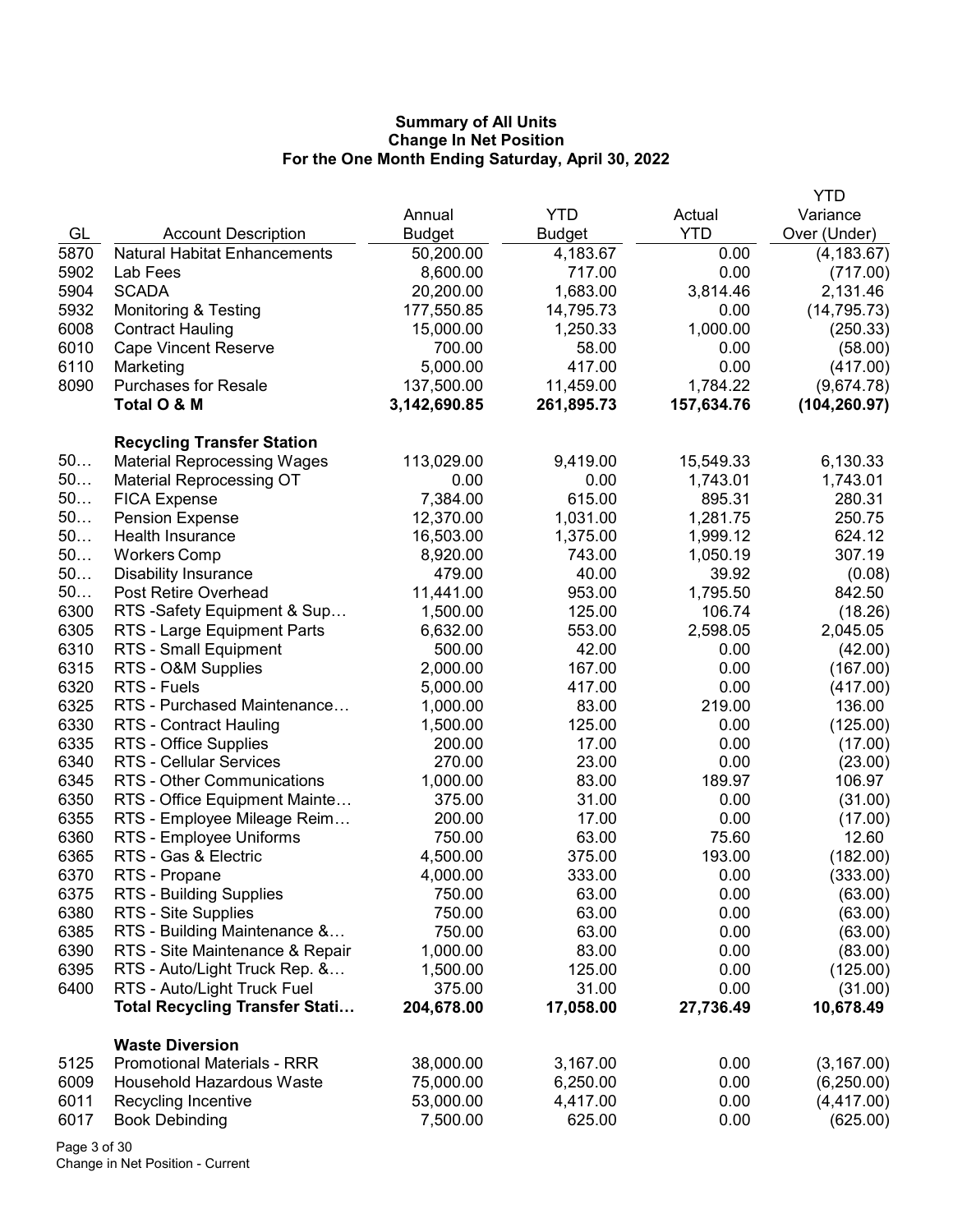**Summary of All Units**
**Change In Net Position**
**For the One Month Ending Saturday, April 30, 2022**

| GL | Account Description | Annual Budget | YTD Budget | Actual YTD | YTD Variance Over (Under) |
|---|---|---|---|---|---|
| 5870 | Natural Habitat Enhancements | 50,200.00 | 4,183.67 | 0.00 | (4,183.67) |
| 5902 | Lab Fees | 8,600.00 | 717.00 | 0.00 | (717.00) |
| 5904 | SCADA | 20,200.00 | 1,683.00 | 3,814.46 | 2,131.46 |
| 5932 | Monitoring & Testing | 177,550.85 | 14,795.73 | 0.00 | (14,795.73) |
| 6008 | Contract Hauling | 15,000.00 | 1,250.33 | 1,000.00 | (250.33) |
| 6010 | Cape Vincent Reserve | 700.00 | 58.00 | 0.00 | (58.00) |
| 6110 | Marketing | 5,000.00 | 417.00 | 0.00 | (417.00) |
| 8090 | Purchases for Resale | 137,500.00 | 11,459.00 | 1,784.22 | (9,674.78) |
| | **Total O & M** | **3,142,690.85** | **261,895.73** | **157,634.76** | **(104,260.97)** |
| | **Recycling Transfer Station** | | | | |
| 50… | Material Reprocessing Wages | 113,029.00 | 9,419.00 | 15,549.33 | 6,130.33 |
| 50… | Material Reprocessing OT | 0.00 | 0.00 | 1,743.01 | 1,743.01 |
| 50… | FICA Expense | 7,384.00 | 615.00 | 895.31 | 280.31 |
| 50… | Pension Expense | 12,370.00 | 1,031.00 | 1,281.75 | 250.75 |
| 50… | Health Insurance | 16,503.00 | 1,375.00 | 1,999.12 | 624.12 |
| 50… | Workers Comp | 8,920.00 | 743.00 | 1,050.19 | 307.19 |
| 50… | Disability Insurance | 479.00 | 40.00 | 39.92 | (0.08) |
| 50… | Post Retire Overhead | 11,441.00 | 953.00 | 1,795.50 | 842.50 |
| 6300 | RTS -Safety Equipment & Sup… | 1,500.00 | 125.00 | 106.74 | (18.26) |
| 6305 | RTS - Large Equipment Parts | 6,632.00 | 553.00 | 2,598.05 | 2,045.05 |
| 6310 | RTS - Small Equipment | 500.00 | 42.00 | 0.00 | (42.00) |
| 6315 | RTS - O&M Supplies | 2,000.00 | 167.00 | 0.00 | (167.00) |
| 6320 | RTS - Fuels | 5,000.00 | 417.00 | 0.00 | (417.00) |
| 6325 | RTS - Purchased Maintenance… | 1,000.00 | 83.00 | 219.00 | 136.00 |
| 6330 | RTS - Contract Hauling | 1,500.00 | 125.00 | 0.00 | (125.00) |
| 6335 | RTS - Office Supplies | 200.00 | 17.00 | 0.00 | (17.00) |
| 6340 | RTS - Cellular Services | 270.00 | 23.00 | 0.00 | (23.00) |
| 6345 | RTS - Other Communications | 1,000.00 | 83.00 | 189.97 | 106.97 |
| 6350 | RTS - Office Equipment Mainte… | 375.00 | 31.00 | 0.00 | (31.00) |
| 6355 | RTS - Employee Mileage Reim… | 200.00 | 17.00 | 0.00 | (17.00) |
| 6360 | RTS - Employee Uniforms | 750.00 | 63.00 | 75.60 | 12.60 |
| 6365 | RTS - Gas & Electric | 4,500.00 | 375.00 | 193.00 | (182.00) |
| 6370 | RTS - Propane | 4,000.00 | 333.00 | 0.00 | (333.00) |
| 6375 | RTS - Building Supplies | 750.00 | 63.00 | 0.00 | (63.00) |
| 6380 | RTS - Site Supplies | 750.00 | 63.00 | 0.00 | (63.00) |
| 6385 | RTS - Building Maintenance &… | 750.00 | 63.00 | 0.00 | (63.00) |
| 6390 | RTS - Site Maintenance & Repair | 1,000.00 | 83.00 | 0.00 | (83.00) |
| 6395 | RTS - Auto/Light Truck Rep. &… | 1,500.00 | 125.00 | 0.00 | (125.00) |
| 6400 | RTS - Auto/Light Truck Fuel | 375.00 | 31.00 | 0.00 | (31.00) |
| | **Total Recycling Transfer Stati…** | **204,678.00** | **17,058.00** | **27,736.49** | **10,678.49** |
| | **Waste Diversion** | | | | |
| 5125 | Promotional Materials - RRR | 38,000.00 | 3,167.00 | 0.00 | (3,167.00) |
| 6009 | Household Hazardous Waste | 75,000.00 | 6,250.00 | 0.00 | (6,250.00) |
| 6011 | Recycling Incentive | 53,000.00 | 4,417.00 | 0.00 | (4,417.00) |
| 6017 | Book Debinding | 7,500.00 | 625.00 | 0.00 | (625.00) |

Change in Net Position - Current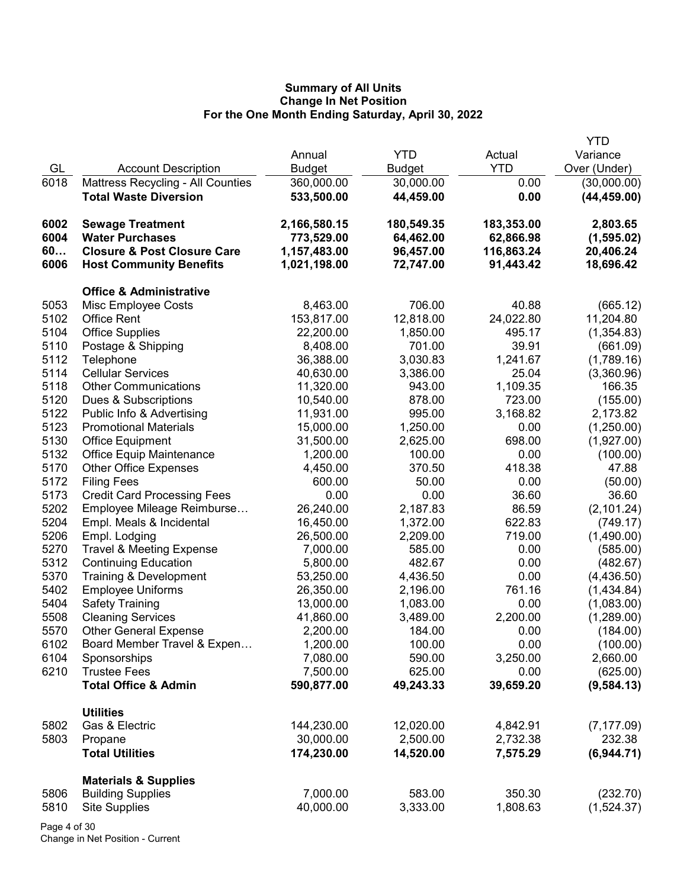**Summary of All Units**
**Change In Net Position**
**For the One Month Ending Saturday, April 30, 2022**

| GL | Account Description | Annual Budget | YTD Budget | Actual YTD | YTD Variance Over (Under) |
|---|---|---|---|---|---|
| 6018 | Mattress Recycling - All Counties | 360,000.00 | 30,000.00 | 0.00 | (30,000.00) |
| | **Total Waste Diversion** | **533,500.00** | **44,459.00** | **0.00** | **(44,459.00)** |
| | | | | | |
| **6002** | **Sewage Treatment** | **2,166,580.15** | **180,549.35** | **183,353.00** | **2,803.65** |
| **6004** | **Water Purchases** | **773,529.00** | **64,462.00** | **62,866.98** | **(1,595.02)** |
| **60…** | **Closure & Post Closure Care** | **1,157,483.00** | **96,457.00** | **116,863.24** | **20,406.24** |
| **6006** | **Host Community Benefits** | **1,021,198.00** | **72,747.00** | **91,443.42** | **18,696.42** |
| | | | | | |
| | **Office & Administrative** | | | | |
| 5053 | Misc Employee Costs | 8,463.00 | 706.00 | 40.88 | (665.12) |
| 5102 | Office Rent | 153,817.00 | 12,818.00 | 24,022.80 | 11,204.80 |
| 5104 | Office Supplies | 22,200.00 | 1,850.00 | 495.17 | (1,354.83) |
| 5110 | Postage & Shipping | 8,408.00 | 701.00 | 39.91 | (661.09) |
| 5112 | Telephone | 36,388.00 | 3,030.83 | 1,241.67 | (1,789.16) |
| 5114 | Cellular Services | 40,630.00 | 3,386.00 | 25.04 | (3,360.96) |
| 5118 | Other Communications | 11,320.00 | 943.00 | 1,109.35 | 166.35 |
| 5120 | Dues & Subscriptions | 10,540.00 | 878.00 | 723.00 | (155.00) |
| 5122 | Public Info & Advertising | 11,931.00 | 995.00 | 3,168.82 | 2,173.82 |
| 5123 | Promotional Materials | 15,000.00 | 1,250.00 | 0.00 | (1,250.00) |
| 5130 | Office Equipment | 31,500.00 | 2,625.00 | 698.00 | (1,927.00) |
| 5132 | Office Equip Maintenance | 1,200.00 | 100.00 | 0.00 | (100.00) |
| 5170 | Other Office Expenses | 4,450.00 | 370.50 | 418.38 | 47.88 |
| 5172 | Filing Fees | 600.00 | 50.00 | 0.00 | (50.00) |
| 5173 | Credit Card Processing Fees | 0.00 | 0.00 | 36.60 | 36.60 |
| 5202 | Employee Mileage Reimburse… | 26,240.00 | 2,187.83 | 86.59 | (2,101.24) |
| 5204 | Empl. Meals & Incidental | 16,450.00 | 1,372.00 | 622.83 | (749.17) |
| 5206 | Empl. Lodging | 26,500.00 | 2,209.00 | 719.00 | (1,490.00) |
| 5270 | Travel & Meeting Expense | 7,000.00 | 585.00 | 0.00 | (585.00) |
| 5312 | Continuing Education | 5,800.00 | 482.67 | 0.00 | (482.67) |
| 5370 | Training & Development | 53,250.00 | 4,436.50 | 0.00 | (4,436.50) |
| 5402 | Employee Uniforms | 26,350.00 | 2,196.00 | 761.16 | (1,434.84) |
| 5404 | Safety Training | 13,000.00 | 1,083.00 | 0.00 | (1,083.00) |
| 5508 | Cleaning Services | 41,860.00 | 3,489.00 | 2,200.00 | (1,289.00) |
| 5570 | Other General Expense | 2,200.00 | 184.00 | 0.00 | (184.00) |
| 6102 | Board Member Travel & Expen… | 1,200.00 | 100.00 | 0.00 | (100.00) |
| 6104 | Sponsorships | 7,080.00 | 590.00 | 3,250.00 | 2,660.00 |
| 6210 | Trustee Fees | 7,500.00 | 625.00 | 0.00 | (625.00) |
| | **Total Office & Admin** | **590,877.00** | **49,243.33** | **39,659.20** | **(9,584.13)** |
| | | | | | |
| | **Utilities** | | | | |
| 5802 | Gas & Electric | 144,230.00 | 12,020.00 | 4,842.91 | (7,177.09) |
| 5803 | Propane | 30,000.00 | 2,500.00 | 2,732.38 | 232.38 |
| | **Total Utilities** | **174,230.00** | **14,520.00** | **7,575.29** | **(6,944.71)** |
| | | | | | |
| | **Materials & Supplies** | | | | |
| 5806 | Building Supplies | 7,000.00 | 583.00 | 350.30 | (232.70) |
| 5810 | Site Supplies | 40,000.00 | 3,333.00 | 1,808.63 | (1,524.37) |

Change in Net Position - Current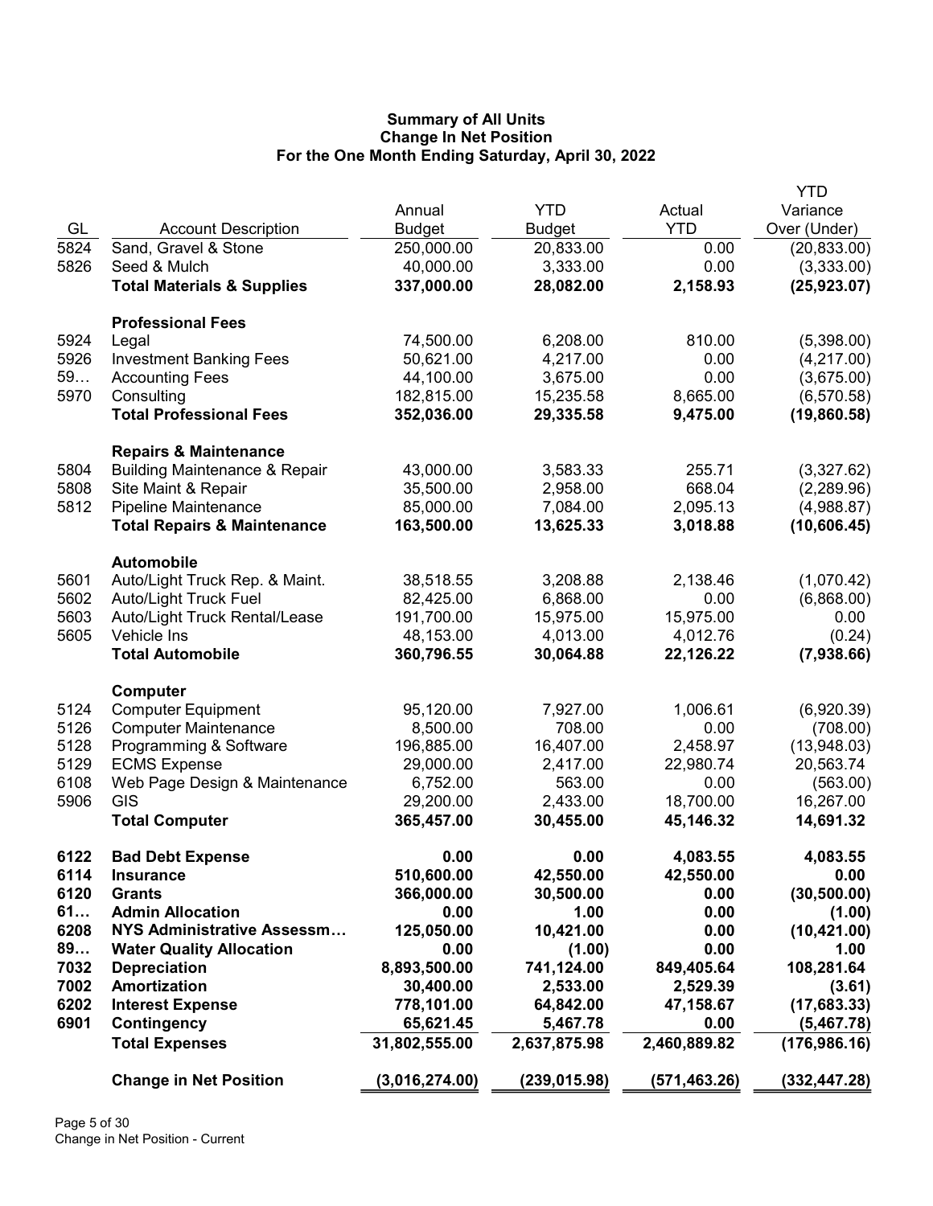# Summary of All Units
## Change In Net Position
### For the One Month Ending Saturday, April 30, 2022

| GL | Account Description | Annual Budget | YTD Budget | Actual YTD | YTD Variance Over (Under) |
|---|---|---|---|---|---|
| 5824 | Sand, Gravel & Stone | 250,000.00 | 20,833.00 | 0.00 | (20,833.00) |
| 5826 | Seed & Mulch | 40,000.00 | 3,333.00 | 0.00 | (3,333.00) |
| | **Total Materials & Supplies** | **337,000.00** | **28,082.00** | **2,158.93** | **(25,923.07)** |
| | **Professional Fees** | | | | |
| 5924 | Legal | 74,500.00 | 6,208.00 | 810.00 | (5,398.00) |
| 5926 | Investment Banking Fees | 50,621.00 | 4,217.00 | 0.00 | (4,217.00) |
| 59… | Accounting Fees | 44,100.00 | 3,675.00 | 0.00 | (3,675.00) |
| 5970 | Consulting | 182,815.00 | 15,235.58 | 8,665.00 | (6,570.58) |
| | **Total Professional Fees** | **352,036.00** | **29,335.58** | **9,475.00** | **(19,860.58)** |
| | **Repairs & Maintenance** | | | | |
| 5804 | Building Maintenance & Repair | 43,000.00 | 3,583.33 | 255.71 | (3,327.62) |
| 5808 | Site Maint & Repair | 35,500.00 | 2,958.00 | 668.04 | (2,289.96) |
| 5812 | Pipeline Maintenance | 85,000.00 | 7,084.00 | 2,095.13 | (4,988.87) |
| | **Total Repairs & Maintenance** | **163,500.00** | **13,625.33** | **3,018.88** | **(10,606.45)** |
| | **Automobile** | | | | |
| 5601 | Auto/Light Truck Rep. & Maint. | 38,518.55 | 3,208.88 | 2,138.46 | (1,070.42) |
| 5602 | Auto/Light Truck Fuel | 82,425.00 | 6,868.00 | 0.00 | (6,868.00) |
| 5603 | Auto/Light Truck Rental/Lease | 191,700.00 | 15,975.00 | 15,975.00 | 0.00 |
| 5605 | Vehicle Ins | 48,153.00 | 4,013.00 | 4,012.76 | (0.24) |
| | **Total Automobile** | **360,796.55** | **30,064.88** | **22,126.22** | **(7,938.66)** |
| | **Computer** | | | | |
| 5124 | Computer Equipment | 95,120.00 | 7,927.00 | 1,006.61 | (6,920.39) |
| 5126 | Computer Maintenance | 8,500.00 | 708.00 | 0.00 | (708.00) |
| 5128 | Programming & Software | 196,885.00 | 16,407.00 | 2,458.97 | (13,948.03) |
| 5129 | ECMS Expense | 29,000.00 | 2,417.00 | 22,980.74 | 20,563.74 |
| 6108 | Web Page Design & Maintenance | 6,752.00 | 563.00 | 0.00 | (563.00) |
| 5906 | GIS | 29,200.00 | 2,433.00 | 18,700.00 | 16,267.00 |
| | **Total Computer** | **365,457.00** | **30,455.00** | **45,146.32** | **14,691.32** |
| **6122** | **Bad Debt Expense** | **0.00** | **0.00** | **4,083.55** | **4,083.55** |
| **6114** | **Insurance** | **510,600.00** | **42,550.00** | **42,550.00** | **0.00** |
| **6120** | **Grants** | **366,000.00** | **30,500.00** | **0.00** | **(30,500.00)** |
| **61…** | **Admin Allocation** | **0.00** | **1.00** | **0.00** | **(1.00)** |
| **6208** | **NYS Administrative Assessm…** | **125,050.00** | **10,421.00** | **0.00** | **(10,421.00)** |
| **89…** | **Water Quality Allocation** | **0.00** | **(1.00)** | **0.00** | **1.00** |
| **7032** | **Depreciation** | **8,893,500.00** | **741,124.00** | **849,405.64** | **108,281.64** |
| **7002** | **Amortization** | **30,400.00** | **2,533.00** | **2,529.39** | **(3.61)** |
| **6202** | **Interest Expense** | **778,101.00** | **64,842.00** | **47,158.67** | **(17,683.33)** |
| **6901** | **Contingency** | **65,621.45** | **5,467.78** | **0.00** | **(5,467.78)** |
| | **Total Expenses** | **31,802,555.00** | **2,637,875.98** | **2,460,889.82** | **(176,986.16)** |
| | **Change in Net Position** | **(3,016,274.00)** | **(239,015.98)** | **(571,463.26)** | **(332,447.28)** |

Change in Net Position - Current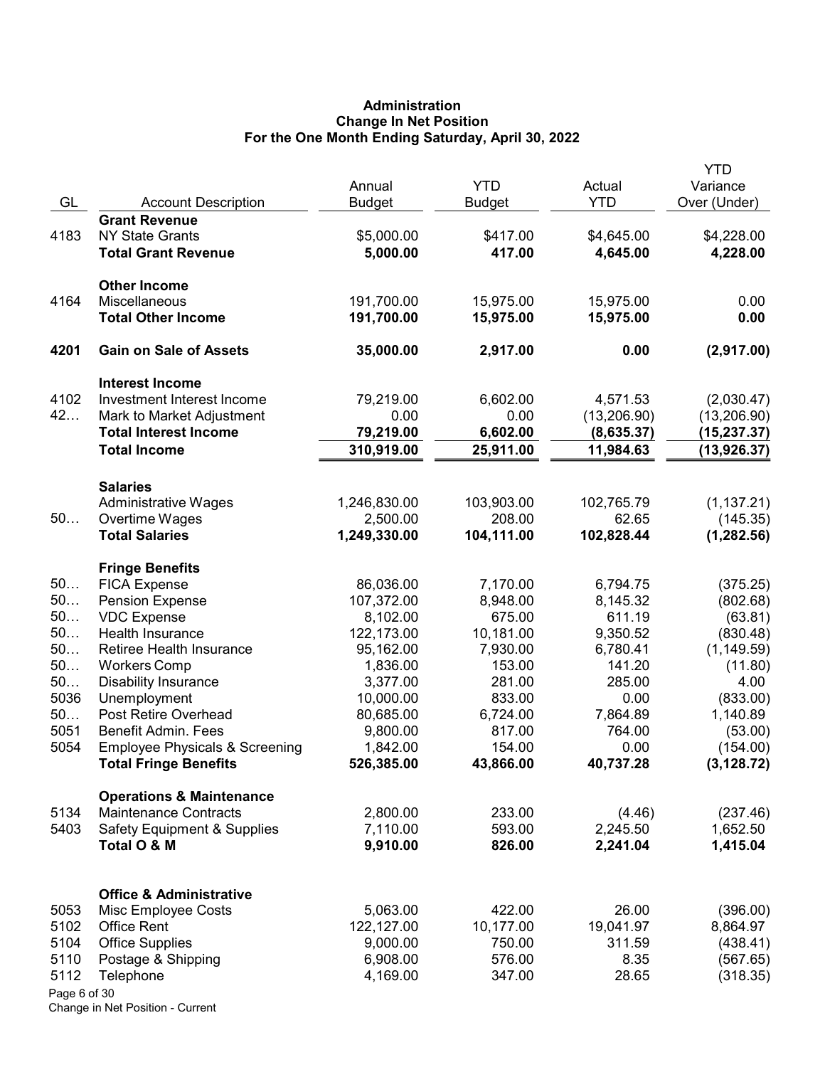**Administration**
**Change In Net Position**
**For the One Month Ending Saturday, April 30, 2022**

| GL | Account Description | Annual Budget | YTD Budget | Actual YTD | YTD Variance Over (Under) |
|---|---|---|---|---|---|
| | **Grant Revenue** | | | | |
| 4183 | NY State Grants | $5,000.00 | $417.00 | $4,645.00 | $4,228.00 |
| | **Total Grant Revenue** | **5,000.00** | **417.00** | **4,645.00** | **4,228.00** |
| | **Other Income** | | | | |
| 4164 | Miscellaneous | 191,700.00 | 15,975.00 | 15,975.00 | 0.00 |
| | **Total Other Income** | **191,700.00** | **15,975.00** | **15,975.00** | **0.00** |
| **4201** | **Gain on Sale of Assets** | **35,000.00** | **2,917.00** | **0.00** | **(2,917.00)** |
| | **Interest Income** | | | | |
| 4102 | Investment Interest Income | 79,219.00 | 6,602.00 | 4,571.53 | (2,030.47) |
| 42… | Mark to Market Adjustment | 0.00 | 0.00 | (13,206.90) | (13,206.90) |
| | **Total Interest Income** | **79,219.00** | **6,602.00** | **(8,635.37)** | **(15,237.37)** |
| | **Total Income** | **310,919.00** | **25,911.00** | **11,984.63** | **(13,926.37)** |
| | **Salaries** | | | | |
| | Administrative Wages | 1,246,830.00 | 103,903.00 | 102,765.79 | (1,137.21) |
| 50… | Overtime Wages | 2,500.00 | 208.00 | 62.65 | (145.35) |
| | **Total Salaries** | **1,249,330.00** | **104,111.00** | **102,828.44** | **(1,282.56)** |
| | **Fringe Benefits** | | | | |
| 50… | FICA Expense | 86,036.00 | 7,170.00 | 6,794.75 | (375.25) |
| 50… | Pension Expense | 107,372.00 | 8,948.00 | 8,145.32 | (802.68) |
| 50… | VDC Expense | 8,102.00 | 675.00 | 611.19 | (63.81) |
| 50… | Health Insurance | 122,173.00 | 10,181.00 | 9,350.52 | (830.48) |
| 50… | Retiree Health Insurance | 95,162.00 | 7,930.00 | 6,780.41 | (1,149.59) |
| 50… | Workers Comp | 1,836.00 | 153.00 | 141.20 | (11.80) |
| 50… | Disability Insurance | 3,377.00 | 281.00 | 285.00 | 4.00 |
| 5036 | Unemployment | 10,000.00 | 833.00 | 0.00 | (833.00) |
| 50… | Post Retire Overhead | 80,685.00 | 6,724.00 | 7,864.89 | 1,140.89 |
| 5051 | Benefit Admin. Fees | 9,800.00 | 817.00 | 764.00 | (53.00) |
| 5054 | Employee Physicals & Screening | 1,842.00 | 154.00 | 0.00 | (154.00) |
| | **Total Fringe Benefits** | **526,385.00** | **43,866.00** | **40,737.28** | **(3,128.72)** |
| | **Operations & Maintenance** | | | | |
| 5134 | Maintenance Contracts | 2,800.00 | 233.00 | (4.46) | (237.46) |
| 5403 | Safety Equipment & Supplies | 7,110.00 | 593.00 | 2,245.50 | 1,652.50 |
| | **Total O & M** | **9,910.00** | **826.00** | **2,241.04** | **1,415.04** |
| | **Office & Administrative** | | | | |
| 5053 | Misc Employee Costs | 5,063.00 | 422.00 | 26.00 | (396.00) |
| 5102 | Office Rent | 122,127.00 | 10,177.00 | 19,041.97 | 8,864.97 |
| 5104 | Office Supplies | 9,000.00 | 750.00 | 311.59 | (438.41) |
| 5110 | Postage & Shipping | 6,908.00 | 576.00 | 8.35 | (567.65) |
| 5112 | Telephone | 4,169.00 | 347.00 | 28.65 | (318.35) |

Change in Net Position - Current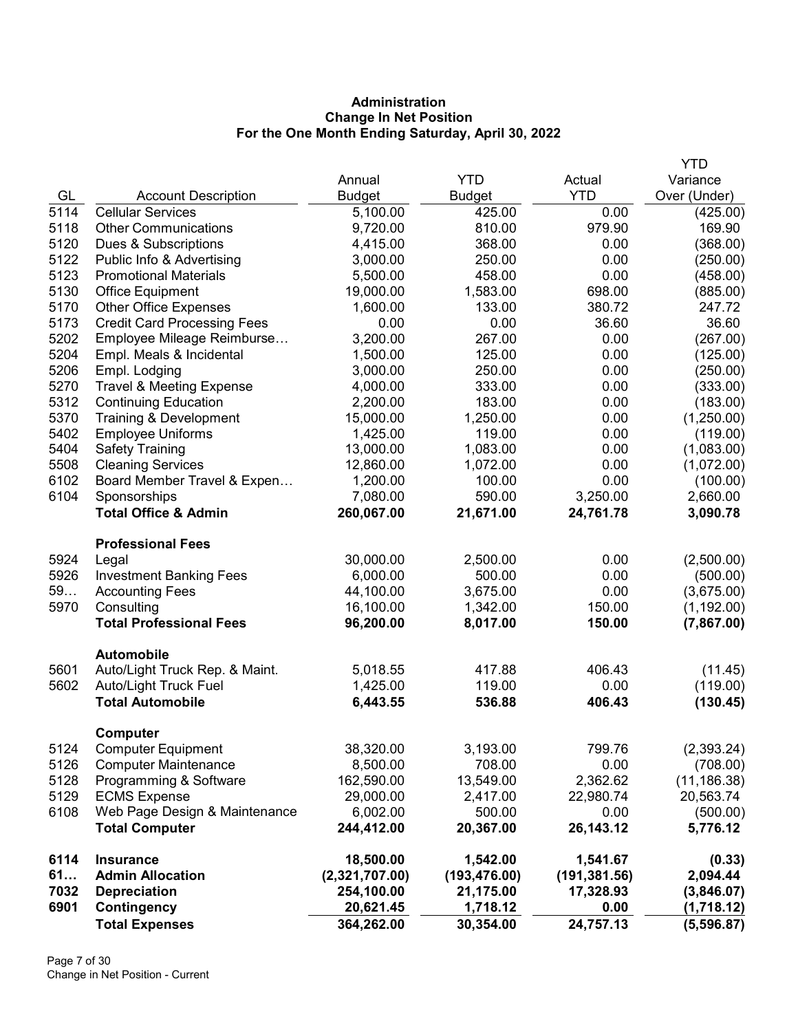**Administration**
**Change In Net Position**
**For the One Month Ending Saturday, April 30, 2022**

| GL | Account Description | Annual Budget | YTD Budget | Actual YTD | YTD Variance Over (Under) |
|---|---|---|---|---|---|
| 5114 | Cellular Services | 5,100.00 | 425.00 | 0.00 | (425.00) |
| 5118 | Other Communications | 9,720.00 | 810.00 | 979.90 | 169.90 |
| 5120 | Dues & Subscriptions | 4,415.00 | 368.00 | 0.00 | (368.00) |
| 5122 | Public Info & Advertising | 3,000.00 | 250.00 | 0.00 | (250.00) |
| 5123 | Promotional Materials | 5,500.00 | 458.00 | 0.00 | (458.00) |
| 5130 | Office Equipment | 19,000.00 | 1,583.00 | 698.00 | (885.00) |
| 5170 | Other Office Expenses | 1,600.00 | 133.00 | 380.72 | 247.72 |
| 5173 | Credit Card Processing Fees | 0.00 | 0.00 | 36.60 | 36.60 |
| 5202 | Employee Mileage Reimburse… | 3,200.00 | 267.00 | 0.00 | (267.00) |
| 5204 | Empl. Meals & Incidental | 1,500.00 | 125.00 | 0.00 | (125.00) |
| 5206 | Empl. Lodging | 3,000.00 | 250.00 | 0.00 | (250.00) |
| 5270 | Travel & Meeting Expense | 4,000.00 | 333.00 | 0.00 | (333.00) |
| 5312 | Continuing Education | 2,200.00 | 183.00 | 0.00 | (183.00) |
| 5370 | Training & Development | 15,000.00 | 1,250.00 | 0.00 | (1,250.00) |
| 5402 | Employee Uniforms | 1,425.00 | 119.00 | 0.00 | (119.00) |
| 5404 | Safety Training | 13,000.00 | 1,083.00 | 0.00 | (1,083.00) |
| 5508 | Cleaning Services | 12,860.00 | 1,072.00 | 0.00 | (1,072.00) |
| 6102 | Board Member Travel & Expen… | 1,200.00 | 100.00 | 0.00 | (100.00) |
| 6104 | Sponsorships | 7,080.00 | 590.00 | 3,250.00 | 2,660.00 |
| | **Total Office & Admin** | **260,067.00** | **21,671.00** | **24,761.78** | **3,090.78** |
| | **Professional Fees** | | | | |
| 5924 | Legal | 30,000.00 | 2,500.00 | 0.00 | (2,500.00) |
| 5926 | Investment Banking Fees | 6,000.00 | 500.00 | 0.00 | (500.00) |
| 59… | Accounting Fees | 44,100.00 | 3,675.00 | 0.00 | (3,675.00) |
| 5970 | Consulting | 16,100.00 | 1,342.00 | 150.00 | (1,192.00) |
| | **Total Professional Fees** | **96,200.00** | **8,017.00** | **150.00** | **(7,867.00)** |
| | **Automobile** | | | | |
| 5601 | Auto/Light Truck Rep. & Maint. | 5,018.55 | 417.88 | 406.43 | (11.45) |
| 5602 | Auto/Light Truck Fuel | 1,425.00 | 119.00 | 0.00 | (119.00) |
| | **Total Automobile** | **6,443.55** | **536.88** | **406.43** | **(130.45)** |
| | **Computer** | | | | |
| 5124 | Computer Equipment | 38,320.00 | 3,193.00 | 799.76 | (2,393.24) |
| 5126 | Computer Maintenance | 8,500.00 | 708.00 | 0.00 | (708.00) |
| 5128 | Programming & Software | 162,590.00 | 13,549.00 | 2,362.62 | (11,186.38) |
| 5129 | ECMS Expense | 29,000.00 | 2,417.00 | 22,980.74 | 20,563.74 |
| 6108 | Web Page Design & Maintenance | 6,002.00 | 500.00 | 0.00 | (500.00) |
| | **Total Computer** | **244,412.00** | **20,367.00** | **26,143.12** | **5,776.12** |
| **6114** | **Insurance** | **18,500.00** | **1,542.00** | **1,541.67** | **(0.33)** |
| **61…** | **Admin Allocation** | **(2,321,707.00)** | **(193,476.00)** | **(191,381.56)** | **2,094.44** |
| **7032** | **Depreciation** | **254,100.00** | **21,175.00** | **17,328.93** | **(3,846.07)** |
| **6901** | **Contingency** | **20,621.45** | **1,718.12** | **0.00** | **(1,718.12)** |
| | **Total Expenses** | **364,262.00** | **30,354.00** | **24,757.13** | **(5,596.87)** |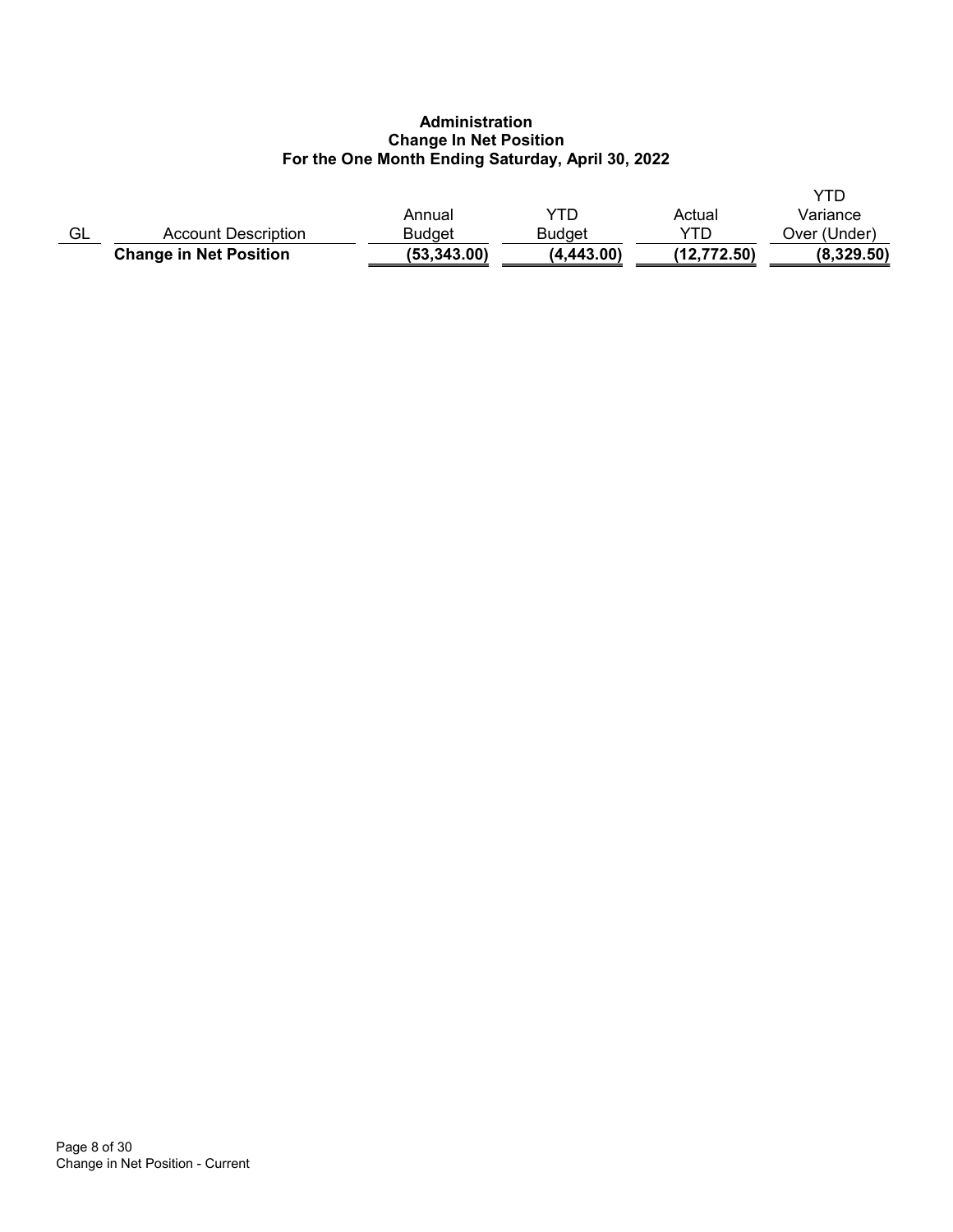**Administration**
**Change In Net Position**
**For the One Month Ending Saturday, April 30, 2022**

| GL | Account Description | Annual Budget | YTD Budget | Actual YTD | YTD Variance Over (Under) |
|---|---|---|---|---|---|
| | **Change in Net Position** | **(53,343.00)** | **(4,443.00)** | **(12,772.50)** | **(8,329.50)** |

Change in Net Position - Current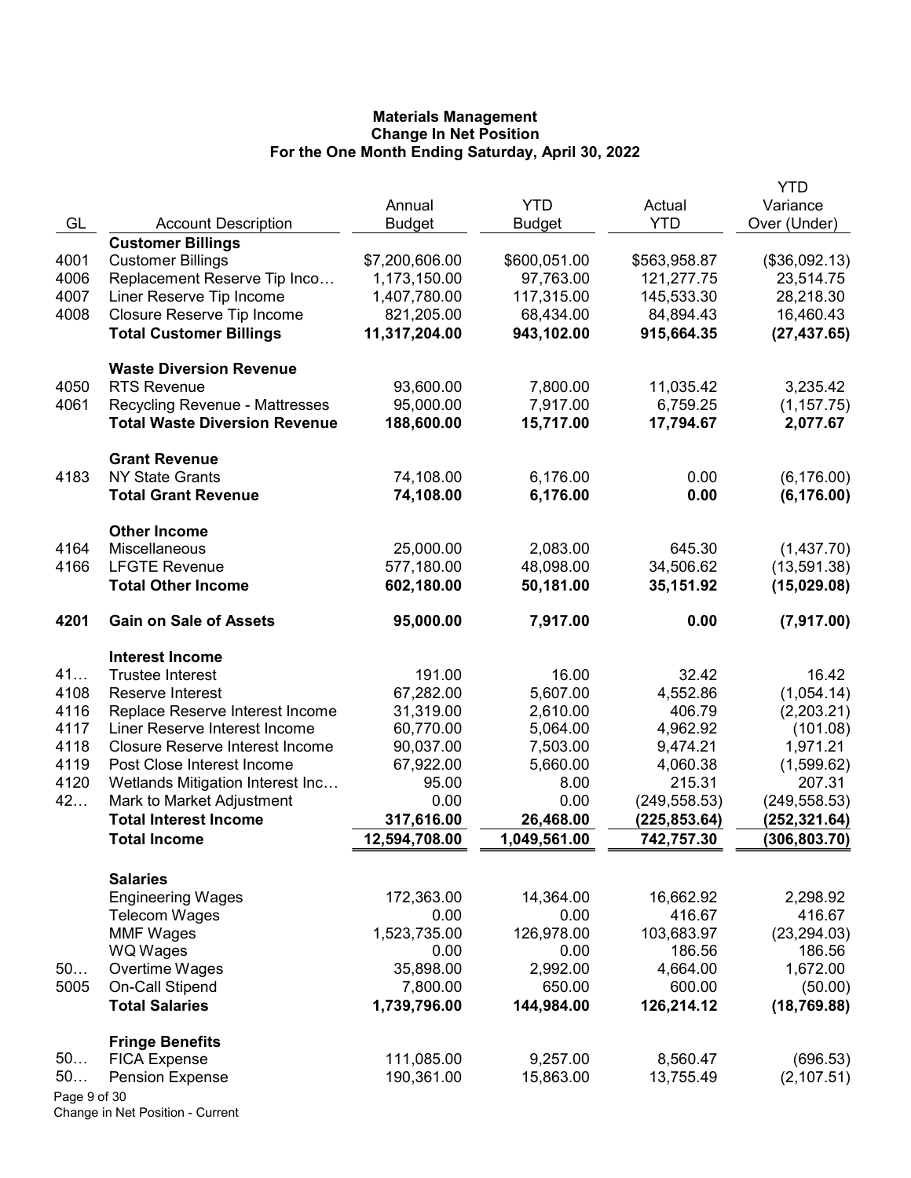**Materials Management**
**Change In Net Position**
**For the One Month Ending Saturday, April 30, 2022**

| GL | Account Description | Annual Budget | YTD Budget | Actual YTD | YTD Variance Over (Under) |
|---|---|---|---|---|---|
| | **Customer Billings** | | | | |
| 4001 | Customer Billings | $7,200,606.00 | $600,051.00 | $563,958.87 | ($36,092.13) |
| 4006 | Replacement Reserve Tip Inco… | 1,173,150.00 | 97,763.00 | 121,277.75 | 23,514.75 |
| 4007 | Liner Reserve Tip Income | 1,407,780.00 | 117,315.00 | 145,533.30 | 28,218.30 |
| 4008 | Closure Reserve Tip Income | 821,205.00 | 68,434.00 | 84,894.43 | 16,460.43 |
| | **Total Customer Billings** | **11,317,204.00** | **943,102.00** | **915,664.35** | **(27,437.65)** |
| | **Waste Diversion Revenue** | | | | |
| 4050 | RTS Revenue | 93,600.00 | 7,800.00 | 11,035.42 | 3,235.42 |
| 4061 | Recycling Revenue - Mattresses | 95,000.00 | 7,917.00 | 6,759.25 | (1,157.75) |
| | **Total Waste Diversion Revenue** | **188,600.00** | **15,717.00** | **17,794.67** | **2,077.67** |
| | **Grant Revenue** | | | | |
| 4183 | NY State Grants | 74,108.00 | 6,176.00 | 0.00 | (6,176.00) |
| | **Total Grant Revenue** | **74,108.00** | **6,176.00** | **0.00** | **(6,176.00)** |
| | **Other Income** | | | | |
| 4164 | Miscellaneous | 25,000.00 | 2,083.00 | 645.30 | (1,437.70) |
| 4166 | LFGTE Revenue | 577,180.00 | 48,098.00 | 34,506.62 | (13,591.38) |
| | **Total Other Income** | **602,180.00** | **50,181.00** | **35,151.92** | **(15,029.08)** |
| **4201** | **Gain on Sale of Assets** | **95,000.00** | **7,917.00** | **0.00** | **(7,917.00)** |
| | **Interest Income** | | | | |
| 41… | Trustee Interest | 191.00 | 16.00 | 32.42 | 16.42 |
| 4108 | Reserve Interest | 67,282.00 | 5,607.00 | 4,552.86 | (1,054.14) |
| 4116 | Replace Reserve Interest Income | 31,319.00 | 2,610.00 | 406.79 | (2,203.21) |
| 4117 | Liner Reserve Interest Income | 60,770.00 | 5,064.00 | 4,962.92 | (101.08) |
| 4118 | Closure Reserve Interest Income | 90,037.00 | 7,503.00 | 9,474.21 | 1,971.21 |
| 4119 | Post Close Interest Income | 67,922.00 | 5,660.00 | 4,060.38 | (1,599.62) |
| 4120 | Wetlands Mitigation Interest Inc… | 95.00 | 8.00 | 215.31 | 207.31 |
| 42… | Mark to Market Adjustment | 0.00 | 0.00 | (249,558.53) | (249,558.53) |
| | **Total Interest Income** | **317,616.00** | **26,468.00** | **(225,853.64)** | **(252,321.64)** |
| | **Total Income** | **12,594,708.00** | **1,049,561.00** | **742,757.30** | **(306,803.70)** |
| | **Salaries** | | | | |
| | Engineering Wages | 172,363.00 | 14,364.00 | 16,662.92 | 2,298.92 |
| | Telecom Wages | 0.00 | 0.00 | 416.67 | 416.67 |
| | MMF Wages | 1,523,735.00 | 126,978.00 | 103,683.97 | (23,294.03) |
| | WQ Wages | 0.00 | 0.00 | 186.56 | 186.56 |
| 50… | Overtime Wages | 35,898.00 | 2,992.00 | 4,664.00 | 1,672.00 |
| 5005 | On-Call Stipend | 7,800.00 | 650.00 | 600.00 | (50.00) |
| | **Total Salaries** | **1,739,796.00** | **144,984.00** | **126,214.12** | **(18,769.88)** |
| | **Fringe Benefits** | | | | |
| 50… | FICA Expense | 111,085.00 | 9,257.00 | 8,560.47 | (696.53) |
| 50… | Pension Expense | 190,361.00 | 15,863.00 | 13,755.49 | (2,107.51) |

Change in Net Position - Current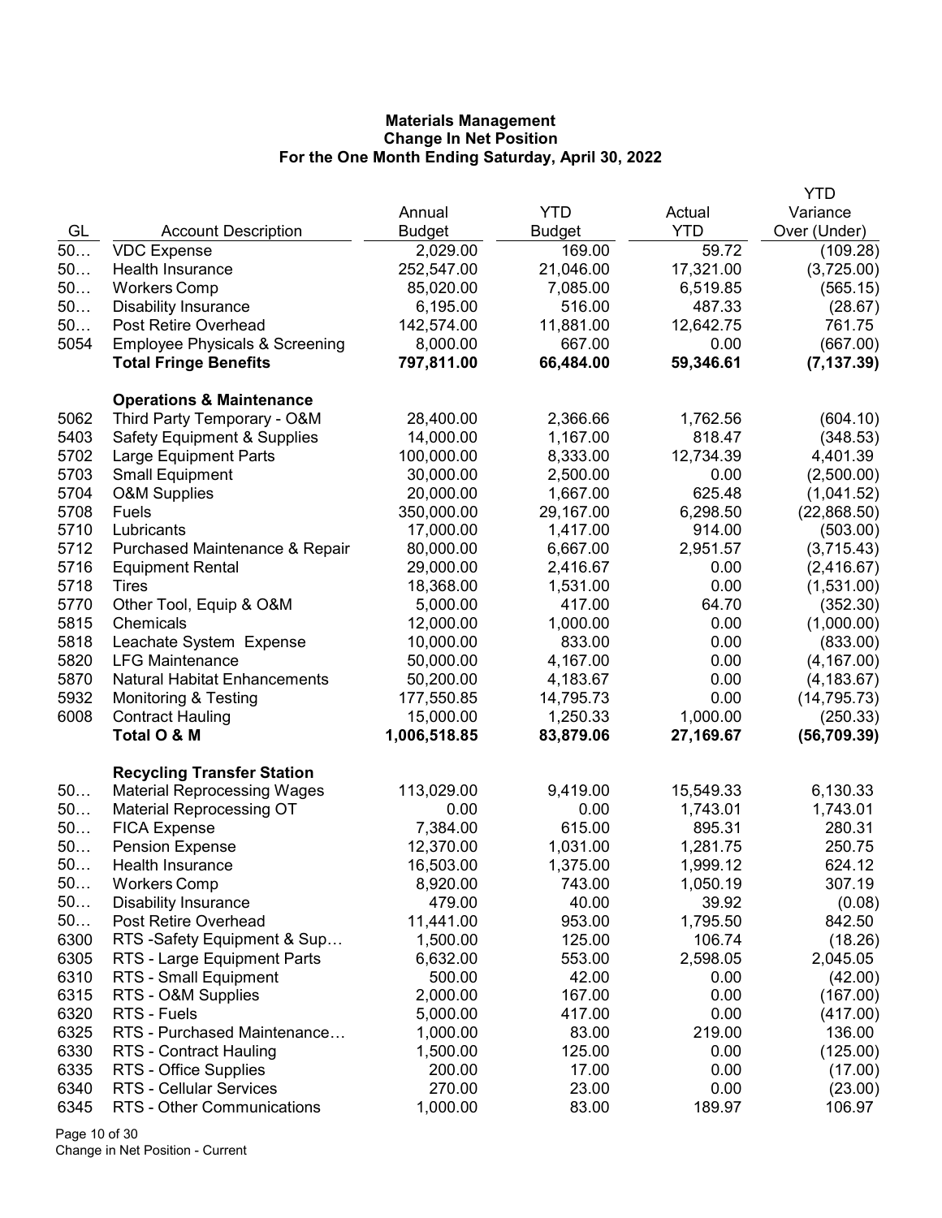**Materials Management**
**Change In Net Position**
**For the One Month Ending Saturday, April 30, 2022**

| GL | Account Description | Annual Budget | YTD Budget | Actual YTD | YTD Variance Over (Under) |
|---|---|---|---|---|---|
| 50… | VDC Expense | 2,029.00 | 169.00 | 59.72 | (109.28) |
| 50… | Health Insurance | 252,547.00 | 21,046.00 | 17,321.00 | (3,725.00) |
| 50… | Workers Comp | 85,020.00 | 7,085.00 | 6,519.85 | (565.15) |
| 50… | Disability Insurance | 6,195.00 | 516.00 | 487.33 | (28.67) |
| 50… | Post Retire Overhead | 142,574.00 | 11,881.00 | 12,642.75 | 761.75 |
| 5054 | Employee Physicals & Screening | 8,000.00 | 667.00 | 0.00 | (667.00) |
| | **Total Fringe Benefits** | **797,811.00** | **66,484.00** | **59,346.61** | **(7,137.39)** |
| | **Operations & Maintenance** | | | | |
| 5062 | Third Party Temporary - O&M | 28,400.00 | 2,366.66 | 1,762.56 | (604.10) |
| 5403 | Safety Equipment & Supplies | 14,000.00 | 1,167.00 | 818.47 | (348.53) |
| 5702 | Large Equipment Parts | 100,000.00 | 8,333.00 | 12,734.39 | 4,401.39 |
| 5703 | Small Equipment | 30,000.00 | 2,500.00 | 0.00 | (2,500.00) |
| 5704 | O&M Supplies | 20,000.00 | 1,667.00 | 625.48 | (1,041.52) |
| 5708 | Fuels | 350,000.00 | 29,167.00 | 6,298.50 | (22,868.50) |
| 5710 | Lubricants | 17,000.00 | 1,417.00 | 914.00 | (503.00) |
| 5712 | Purchased Maintenance & Repair | 80,000.00 | 6,667.00 | 2,951.57 | (3,715.43) |
| 5716 | Equipment Rental | 29,000.00 | 2,416.67 | 0.00 | (2,416.67) |
| 5718 | Tires | 18,368.00 | 1,531.00 | 0.00 | (1,531.00) |
| 5770 | Other Tool, Equip & O&M | 5,000.00 | 417.00 | 64.70 | (352.30) |
| 5815 | Chemicals | 12,000.00 | 1,000.00 | 0.00 | (1,000.00) |
| 5818 | Leachate System Expense | 10,000.00 | 833.00 | 0.00 | (833.00) |
| 5820 | LFG Maintenance | 50,000.00 | 4,167.00 | 0.00 | (4,167.00) |
| 5870 | Natural Habitat Enhancements | 50,200.00 | 4,183.67 | 0.00 | (4,183.67) |
| 5932 | Monitoring & Testing | 177,550.85 | 14,795.73 | 0.00 | (14,795.73) |
| 6008 | Contract Hauling | 15,000.00 | 1,250.33 | 1,000.00 | (250.33) |
| | **Total O & M** | **1,006,518.85** | **83,879.06** | **27,169.67** | **(56,709.39)** |
| | **Recycling Transfer Station** | | | | |
| 50… | Material Reprocessing Wages | 113,029.00 | 9,419.00 | 15,549.33 | 6,130.33 |
| 50… | Material Reprocessing OT | 0.00 | 0.00 | 1,743.01 | 1,743.01 |
| 50… | FICA Expense | 7,384.00 | 615.00 | 895.31 | 280.31 |
| 50… | Pension Expense | 12,370.00 | 1,031.00 | 1,281.75 | 250.75 |
| 50… | Health Insurance | 16,503.00 | 1,375.00 | 1,999.12 | 624.12 |
| 50… | Workers Comp | 8,920.00 | 743.00 | 1,050.19 | 307.19 |
| 50… | Disability Insurance | 479.00 | 40.00 | 39.92 | (0.08) |
| 50… | Post Retire Overhead | 11,441.00 | 953.00 | 1,795.50 | 842.50 |
| 6300 | RTS -Safety Equipment & Sup… | 1,500.00 | 125.00 | 106.74 | (18.26) |
| 6305 | RTS - Large Equipment Parts | 6,632.00 | 553.00 | 2,598.05 | 2,045.05 |
| 6310 | RTS - Small Equipment | 500.00 | 42.00 | 0.00 | (42.00) |
| 6315 | RTS - O&M Supplies | 2,000.00 | 167.00 | 0.00 | (167.00) |
| 6320 | RTS - Fuels | 5,000.00 | 417.00 | 0.00 | (417.00) |
| 6325 | RTS - Purchased Maintenance… | 1,000.00 | 83.00 | 219.00 | 136.00 |
| 6330 | RTS - Contract Hauling | 1,500.00 | 125.00 | 0.00 | (125.00) |
| 6335 | RTS - Office Supplies | 200.00 | 17.00 | 0.00 | (17.00) |
| 6340 | RTS - Cellular Services | 270.00 | 23.00 | 0.00 | (23.00) |
| 6345 | RTS - Other Communications | 1,000.00 | 83.00 | 189.97 | 106.97 |

Change in Net Position - Current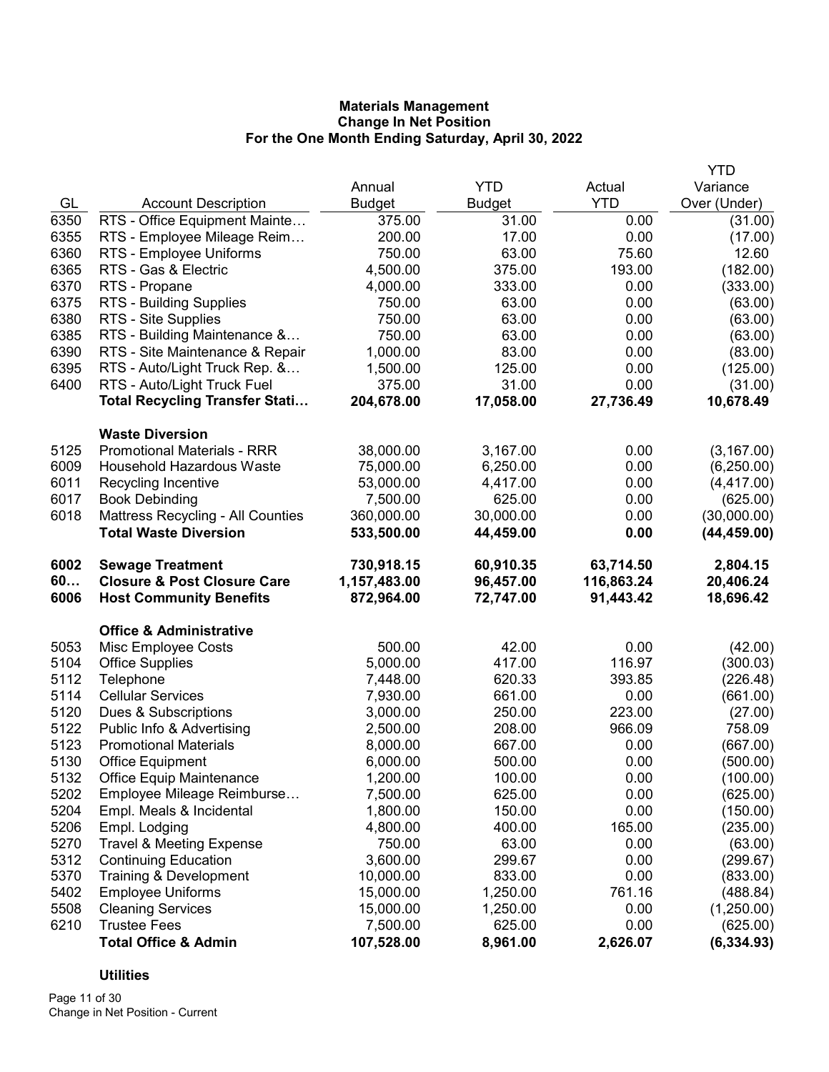**Materials Management**
**Change In Net Position**
**For the One Month Ending Saturday, April 30, 2022**

| GL | Account Description | Annual Budget | YTD Budget | Actual YTD | YTD Variance Over (Under) |
|---|---|---|---|---|---|
| 6350 | RTS - Office Equipment Mainte… | 375.00 | 31.00 | 0.00 | (31.00) |
| 6355 | RTS - Employee Mileage Reim… | 200.00 | 17.00 | 0.00 | (17.00) |
| 6360 | RTS - Employee Uniforms | 750.00 | 63.00 | 75.60 | 12.60 |
| 6365 | RTS - Gas & Electric | 4,500.00 | 375.00 | 193.00 | (182.00) |
| 6370 | RTS - Propane | 4,000.00 | 333.00 | 0.00 | (333.00) |
| 6375 | RTS - Building Supplies | 750.00 | 63.00 | 0.00 | (63.00) |
| 6380 | RTS - Site Supplies | 750.00 | 63.00 | 0.00 | (63.00) |
| 6385 | RTS - Building Maintenance &… | 750.00 | 63.00 | 0.00 | (63.00) |
| 6390 | RTS - Site Maintenance & Repair | 1,000.00 | 83.00 | 0.00 | (83.00) |
| 6395 | RTS - Auto/Light Truck Rep. &… | 1,500.00 | 125.00 | 0.00 | (125.00) |
| 6400 | RTS - Auto/Light Truck Fuel | 375.00 | 31.00 | 0.00 | (31.00) |
| | **Total Recycling Transfer Stati…** | **204,678.00** | **17,058.00** | **27,736.49** | **10,678.49** |
| | **Waste Diversion** | | | | |
| 5125 | Promotional Materials - RRR | 38,000.00 | 3,167.00 | 0.00 | (3,167.00) |
| 6009 | Household Hazardous Waste | 75,000.00 | 6,250.00 | 0.00 | (6,250.00) |
| 6011 | Recycling Incentive | 53,000.00 | 4,417.00 | 0.00 | (4,417.00) |
| 6017 | Book Debinding | 7,500.00 | 625.00 | 0.00 | (625.00) |
| 6018 | Mattress Recycling - All Counties | 360,000.00 | 30,000.00 | 0.00 | (30,000.00) |
| | **Total Waste Diversion** | **533,500.00** | **44,459.00** | **0.00** | **(44,459.00)** |
| **6002** | **Sewage Treatment** | **730,918.15** | **60,910.35** | **63,714.50** | **2,804.15** |
| **60…** | **Closure & Post Closure Care** | **1,157,483.00** | **96,457.00** | **116,863.24** | **20,406.24** |
| **6006** | **Host Community Benefits** | **872,964.00** | **72,747.00** | **91,443.42** | **18,696.42** |
| | **Office & Administrative** | | | | |
| 5053 | Misc Employee Costs | 500.00 | 42.00 | 0.00 | (42.00) |
| 5104 | Office Supplies | 5,000.00 | 417.00 | 116.97 | (300.03) |
| 5112 | Telephone | 7,448.00 | 620.33 | 393.85 | (226.48) |
| 5114 | Cellular Services | 7,930.00 | 661.00 | 0.00 | (661.00) |
| 5120 | Dues & Subscriptions | 3,000.00 | 250.00 | 223.00 | (27.00) |
| 5122 | Public Info & Advertising | 2,500.00 | 208.00 | 966.09 | 758.09 |
| 5123 | Promotional Materials | 8,000.00 | 667.00 | 0.00 | (667.00) |
| 5130 | Office Equipment | 6,000.00 | 500.00 | 0.00 | (500.00) |
| 5132 | Office Equip Maintenance | 1,200.00 | 100.00 | 0.00 | (100.00) |
| 5202 | Employee Mileage Reimburse… | 7,500.00 | 625.00 | 0.00 | (625.00) |
| 5204 | Empl. Meals & Incidental | 1,800.00 | 150.00 | 0.00 | (150.00) |
| 5206 | Empl. Lodging | 4,800.00 | 400.00 | 165.00 | (235.00) |
| 5270 | Travel & Meeting Expense | 750.00 | 63.00 | 0.00 | (63.00) |
| 5312 | Continuing Education | 3,600.00 | 299.67 | 0.00 | (299.67) |
| 5370 | Training & Development | 10,000.00 | 833.00 | 0.00 | (833.00) |
| 5402 | Employee Uniforms | 15,000.00 | 1,250.00 | 761.16 | (488.84) |
| 5508 | Cleaning Services | 15,000.00 | 1,250.00 | 0.00 | (1,250.00) |
| 6210 | Trustee Fees | 7,500.00 | 625.00 | 0.00 | (625.00) |
| | **Total Office & Admin** | **107,528.00** | **8,961.00** | **2,626.07** | **(6,334.93)** |
| | **Utilities** | | | | |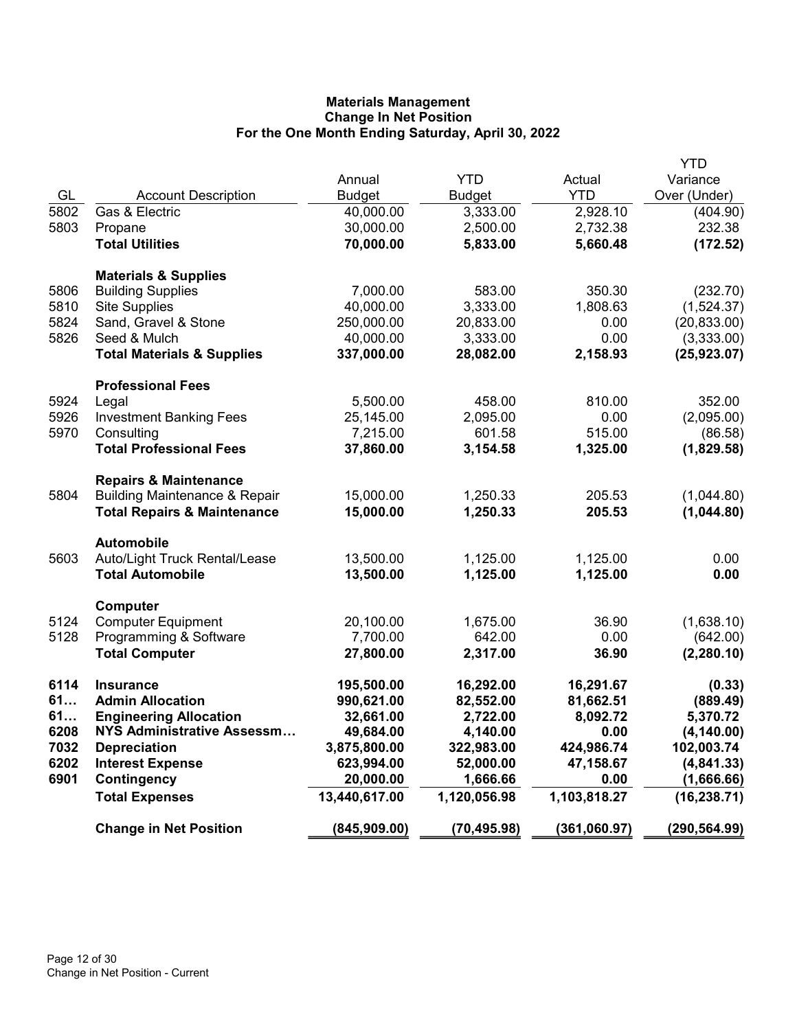# Materials Management
## Change In Net Position
### For the One Month Ending Saturday, April 30, 2022

| GL | Account Description | Annual Budget | YTD Budget | Actual YTD | YTD Variance Over (Under) |
|---|---|---|---|---|---|
| 5802 | Gas & Electric | 40,000.00 | 3,333.00 | 2,928.10 | (404.90) |
| 5803 | Propane | 30,000.00 | 2,500.00 | 2,732.38 | 232.38 |
| | **Total Utilities** | **70,000.00** | **5,833.00** | **5,660.48** | **(172.52)** |
| | **Materials & Supplies** | | | | |
| 5806 | Building Supplies | 7,000.00 | 583.00 | 350.30 | (232.70) |
| 5810 | Site Supplies | 40,000.00 | 3,333.00 | 1,808.63 | (1,524.37) |
| 5824 | Sand, Gravel & Stone | 250,000.00 | 20,833.00 | 0.00 | (20,833.00) |
| 5826 | Seed & Mulch | 40,000.00 | 3,333.00 | 0.00 | (3,333.00) |
| | **Total Materials & Supplies** | **337,000.00** | **28,082.00** | **2,158.93** | **(25,923.07)** |
| | **Professional Fees** | | | | |
| 5924 | Legal | 5,500.00 | 458.00 | 810.00 | 352.00 |
| 5926 | Investment Banking Fees | 25,145.00 | 2,095.00 | 0.00 | (2,095.00) |
| 5970 | Consulting | 7,215.00 | 601.58 | 515.00 | (86.58) |
| | **Total Professional Fees** | **37,860.00** | **3,154.58** | **1,325.00** | **(1,829.58)** |
| | **Repairs & Maintenance** | | | | |
| 5804 | Building Maintenance & Repair | 15,000.00 | 1,250.33 | 205.53 | (1,044.80) |
| | **Total Repairs & Maintenance** | **15,000.00** | **1,250.33** | **205.53** | **(1,044.80)** |
| | **Automobile** | | | | |
| 5603 | Auto/Light Truck Rental/Lease | 13,500.00 | 1,125.00 | 1,125.00 | 0.00 |
| | **Total Automobile** | **13,500.00** | **1,125.00** | **1,125.00** | **0.00** |
| | **Computer** | | | | |
| 5124 | Computer Equipment | 20,100.00 | 1,675.00 | 36.90 | (1,638.10) |
| 5128 | Programming & Software | 7,700.00 | 642.00 | 0.00 | (642.00) |
| | **Total Computer** | **27,800.00** | **2,317.00** | **36.90** | **(2,280.10)** |
| **6114** | **Insurance** | **195,500.00** | **16,292.00** | **16,291.67** | **(0.33)** |
| **61…** | **Admin Allocation** | **990,621.00** | **82,552.00** | **81,662.51** | **(889.49)** |
| **61…** | **Engineering Allocation** | **32,661.00** | **2,722.00** | **8,092.72** | **5,370.72** |
| **6208** | **NYS Administrative Assessm…** | **49,684.00** | **4,140.00** | **0.00** | **(4,140.00)** |
| **7032** | **Depreciation** | **3,875,800.00** | **322,983.00** | **424,986.74** | **102,003.74** |
| **6202** | **Interest Expense** | **623,994.00** | **52,000.00** | **47,158.67** | **(4,841.33)** |
| **6901** | **Contingency** | **20,000.00** | **1,666.66** | **0.00** | **(1,666.66)** |
| | **Total Expenses** | **13,440,617.00** | **1,120,056.98** | **1,103,818.27** | **(16,238.71)** |
| | **Change in Net Position** | **(845,909.00)** | **(70,495.98)** | **(361,060.97)** | **(290,564.99)** |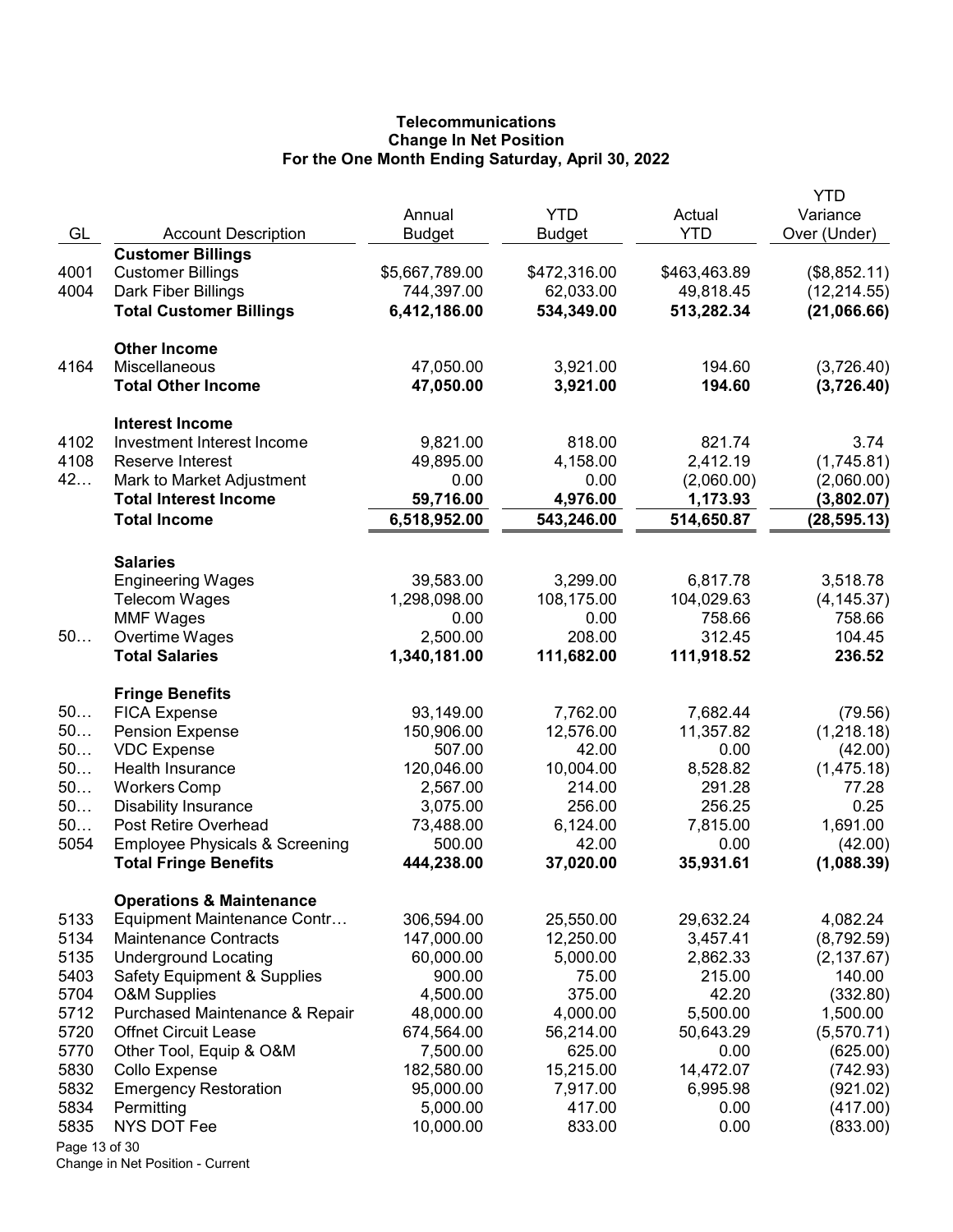**Telecommunications**
**Change In Net Position**
**For the One Month Ending Saturday, April 30, 2022**

| GL | Account Description | Annual Budget | YTD Budget | Actual YTD | YTD Variance Over (Under) |
|---|---|---|---|---|---|
| | **Customer Billings** | | | | |
| 4001 | Customer Billings | $5,667,789.00 | $472,316.00 | $463,463.89 | ($8,852.11) |
| 4004 | Dark Fiber Billings | 744,397.00 | 62,033.00 | 49,818.45 | (12,214.55) |
| | **Total Customer Billings** | **6,412,186.00** | **534,349.00** | **513,282.34** | **(21,066.66)** |
| | **Other Income** | | | | |
| 4164 | Miscellaneous | 47,050.00 | 3,921.00 | 194.60 | (3,726.40) |
| | **Total Other Income** | **47,050.00** | **3,921.00** | **194.60** | **(3,726.40)** |
| | **Interest Income** | | | | |
| 4102 | Investment Interest Income | 9,821.00 | 818.00 | 821.74 | 3.74 |
| 4108 | Reserve Interest | 49,895.00 | 4,158.00 | 2,412.19 | (1,745.81) |
| 42… | Mark to Market Adjustment | 0.00 | 0.00 | (2,060.00) | (2,060.00) |
| | **Total Interest Income** | **59,716.00** | **4,976.00** | **1,173.93** | **(3,802.07)** |
| | **Total Income** | **6,518,952.00** | **543,246.00** | **514,650.87** | **(28,595.13)** |
| | **Salaries** | | | | |
| | Engineering Wages | 39,583.00 | 3,299.00 | 6,817.78 | 3,518.78 |
| | Telecom Wages | 1,298,098.00 | 108,175.00 | 104,029.63 | (4,145.37) |
| | MMF Wages | 0.00 | 0.00 | 758.66 | 758.66 |
| 50… | Overtime Wages | 2,500.00 | 208.00 | 312.45 | 104.45 |
| | **Total Salaries** | **1,340,181.00** | **111,682.00** | **111,918.52** | **236.52** |
| | **Fringe Benefits** | | | | |
| 50… | FICA Expense | 93,149.00 | 7,762.00 | 7,682.44 | (79.56) |
| 50… | Pension Expense | 150,906.00 | 12,576.00 | 11,357.82 | (1,218.18) |
| 50… | VDC Expense | 507.00 | 42.00 | 0.00 | (42.00) |
| 50… | Health Insurance | 120,046.00 | 10,004.00 | 8,528.82 | (1,475.18) |
| 50… | Workers Comp | 2,567.00 | 214.00 | 291.28 | 77.28 |
| 50… | Disability Insurance | 3,075.00 | 256.00 | 256.25 | 0.25 |
| 50… | Post Retire Overhead | 73,488.00 | 6,124.00 | 7,815.00 | 1,691.00 |
| 5054 | Employee Physicals & Screening | 500.00 | 42.00 | 0.00 | (42.00) |
| | **Total Fringe Benefits** | **444,238.00** | **37,020.00** | **35,931.61** | **(1,088.39)** |
| | **Operations & Maintenance** | | | | |
| 5133 | Equipment Maintenance Contr… | 306,594.00 | 25,550.00 | 29,632.24 | 4,082.24 |
| 5134 | Maintenance Contracts | 147,000.00 | 12,250.00 | 3,457.41 | (8,792.59) |
| 5135 | Underground Locating | 60,000.00 | 5,000.00 | 2,862.33 | (2,137.67) |
| 5403 | Safety Equipment & Supplies | 900.00 | 75.00 | 215.00 | 140.00 |
| 5704 | O&M Supplies | 4,500.00 | 375.00 | 42.20 | (332.80) |
| 5712 | Purchased Maintenance & Repair | 48,000.00 | 4,000.00 | 5,500.00 | 1,500.00 |
| 5720 | Offnet Circuit Lease | 674,564.00 | 56,214.00 | 50,643.29 | (5,570.71) |
| 5770 | Other Tool, Equip & O&M | 7,500.00 | 625.00 | 0.00 | (625.00) |
| 5830 | Collo Expense | 182,580.00 | 15,215.00 | 14,472.07 | (742.93) |
| 5832 | Emergency Restoration | 95,000.00 | 7,917.00 | 6,995.98 | (921.02) |
| 5834 | Permitting | 5,000.00 | 417.00 | 0.00 | (417.00) |
| 5835 | NYS DOT Fee | 10,000.00 | 833.00 | 0.00 | (833.00) |

Change in Net Position - Current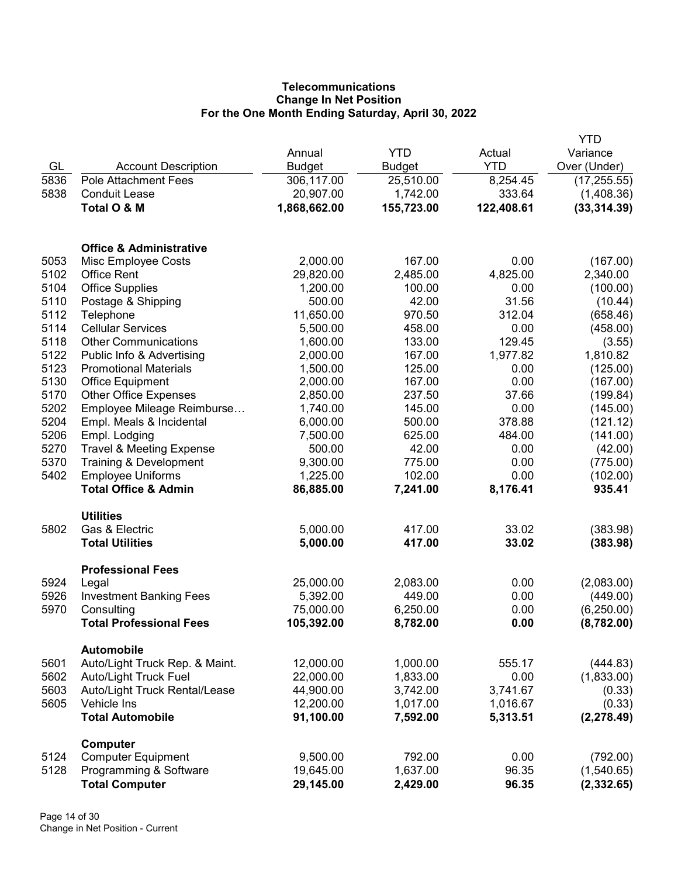**Telecommunications**
**Change In Net Position**
**For the One Month Ending Saturday, April 30, 2022**

| GL | Account Description | Annual Budget | YTD Budget | Actual YTD | YTD Variance Over (Under) |
|---|---|---|---|---|---|
| 5836 | Pole Attachment Fees | 306,117.00 | 25,510.00 | 8,254.45 | (17,255.55) |
| 5838 | Conduit Lease | 20,907.00 | 1,742.00 | 333.64 | (1,408.36) |
| | **Total O & M** | **1,868,662.00** | **155,723.00** | **122,408.61** | **(33,314.39)** |
| | | | | | |
| | **Office & Administrative** | | | | |
| 5053 | Misc Employee Costs | 2,000.00 | 167.00 | 0.00 | (167.00) |
| 5102 | Office Rent | 29,820.00 | 2,485.00 | 4,825.00 | 2,340.00 |
| 5104 | Office Supplies | 1,200.00 | 100.00 | 0.00 | (100.00) |
| 5110 | Postage & Shipping | 500.00 | 42.00 | 31.56 | (10.44) |
| 5112 | Telephone | 11,650.00 | 970.50 | 312.04 | (658.46) |
| 5114 | Cellular Services | 5,500.00 | 458.00 | 0.00 | (458.00) |
| 5118 | Other Communications | 1,600.00 | 133.00 | 129.45 | (3.55) |
| 5122 | Public Info & Advertising | 2,000.00 | 167.00 | 1,977.82 | 1,810.82 |
| 5123 | Promotional Materials | 1,500.00 | 125.00 | 0.00 | (125.00) |
| 5130 | Office Equipment | 2,000.00 | 167.00 | 0.00 | (167.00) |
| 5170 | Other Office Expenses | 2,850.00 | 237.50 | 37.66 | (199.84) |
| 5202 | Employee Mileage Reimburse… | 1,740.00 | 145.00 | 0.00 | (145.00) |
| 5204 | Empl. Meals & Incidental | 6,000.00 | 500.00 | 378.88 | (121.12) |
| 5206 | Empl. Lodging | 7,500.00 | 625.00 | 484.00 | (141.00) |
| 5270 | Travel & Meeting Expense | 500.00 | 42.00 | 0.00 | (42.00) |
| 5370 | Training & Development | 9,300.00 | 775.00 | 0.00 | (775.00) |
| 5402 | Employee Uniforms | 1,225.00 | 102.00 | 0.00 | (102.00) |
| | **Total Office & Admin** | **86,885.00** | **7,241.00** | **8,176.41** | **935.41** |
| | | | | | |
| | **Utilities** | | | | |
| 5802 | Gas & Electric | 5,000.00 | 417.00 | 33.02 | (383.98) |
| | **Total Utilities** | **5,000.00** | **417.00** | **33.02** | **(383.98)** |
| | | | | | |
| | **Professional Fees** | | | | |
| 5924 | Legal | 25,000.00 | 2,083.00 | 0.00 | (2,083.00) |
| 5926 | Investment Banking Fees | 5,392.00 | 449.00 | 0.00 | (449.00) |
| 5970 | Consulting | 75,000.00 | 6,250.00 | 0.00 | (6,250.00) |
| | **Total Professional Fees** | **105,392.00** | **8,782.00** | **0.00** | **(8,782.00)** |
| | | | | | |
| | **Automobile** | | | | |
| 5601 | Auto/Light Truck Rep. & Maint. | 12,000.00 | 1,000.00 | 555.17 | (444.83) |
| 5602 | Auto/Light Truck Fuel | 22,000.00 | 1,833.00 | 0.00 | (1,833.00) |
| 5603 | Auto/Light Truck Rental/Lease | 44,900.00 | 3,742.00 | 3,741.67 | (0.33) |
| 5605 | Vehicle Ins | 12,200.00 | 1,017.00 | 1,016.67 | (0.33) |
| | **Total Automobile** | **91,100.00** | **7,592.00** | **5,313.51** | **(2,278.49)** |
| | | | | | |
| | **Computer** | | | | |
| 5124 | Computer Equipment | 9,500.00 | 792.00 | 0.00 | (792.00) |
| 5128 | Programming & Software | 19,645.00 | 1,637.00 | 96.35 | (1,540.65) |
| | **Total Computer** | **29,145.00** | **2,429.00** | **96.35** | **(2,332.65)** |

Change in Net Position - Current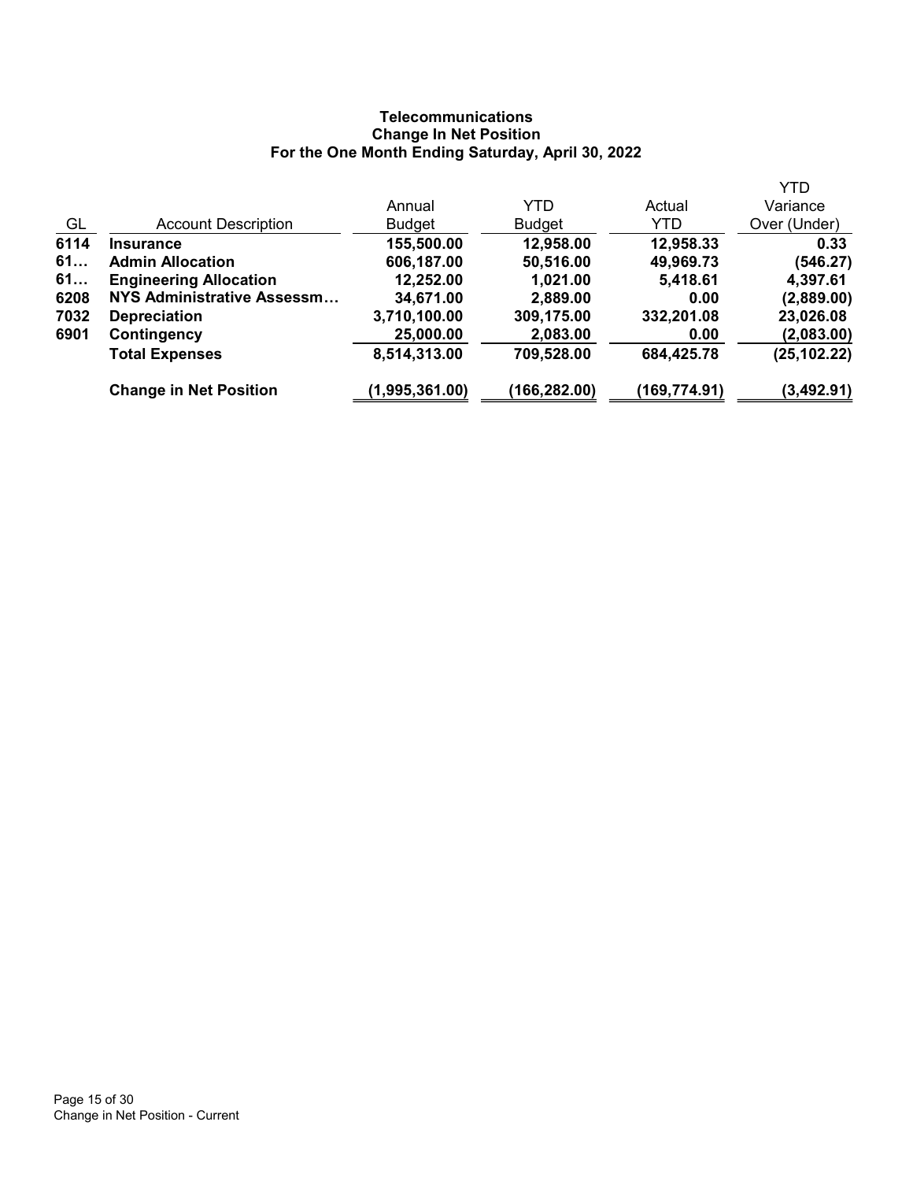**Telecommunications**
**Change In Net Position**
**For the One Month Ending Saturday, April 30, 2022**

| GL | Account Description | Annual Budget | YTD Budget | Actual YTD | YTD Variance Over (Under) |
|---|---|---|---|---|---|
| **6114** | **Insurance** | **155,500.00** | **12,958.00** | **12,958.33** | **0.33** |
| **61…** | **Admin Allocation** | **606,187.00** | **50,516.00** | **49,969.73** | **(546.27)** |
| **61…** | **Engineering Allocation** | **12,252.00** | **1,021.00** | **5,418.61** | **4,397.61** |
| **6208** | **NYS Administrative Assessm…** | **34,671.00** | **2,889.00** | **0.00** | **(2,889.00)** |
| **7032** | **Depreciation** | **3,710,100.00** | **309,175.00** | **332,201.08** | **23,026.08** |
| **6901** | **Contingency** | **25,000.00** | **2,083.00** | **0.00** | **(2,083.00)** |
| | **Total Expenses** | **8,514,313.00** | **709,528.00** | **684,425.78** | **(25,102.22)** |
| | **Change in Net Position** | **(1,995,361.00)** | **(166,282.00)** | **(169,774.91)** | **(3,492.91)** |

Change in Net Position - Current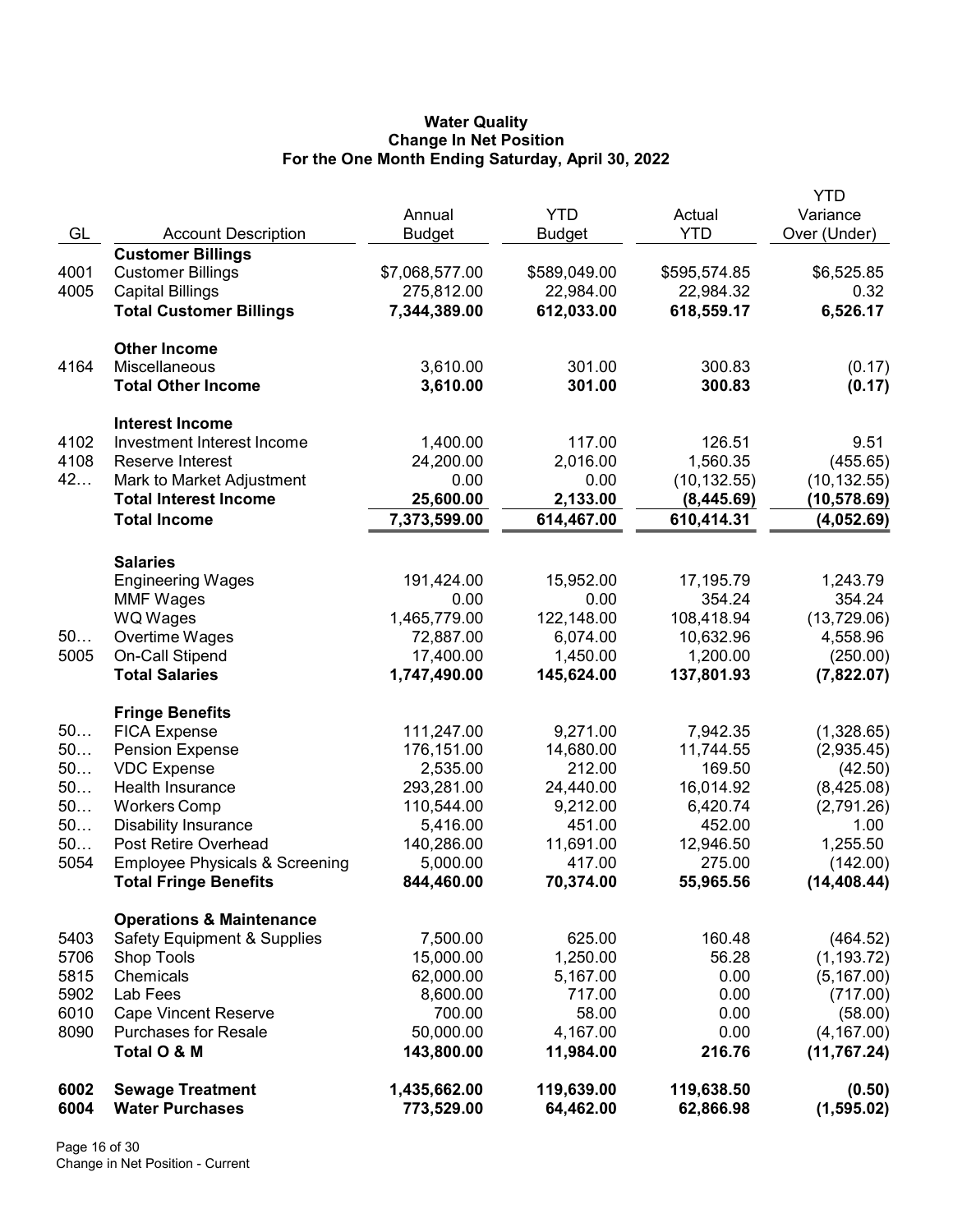**Water Quality**
**Change In Net Position**
**For the One Month Ending Saturday, April 30, 2022**

| GL | Account Description | Annual Budget | YTD Budget | Actual YTD | YTD Variance Over (Under) |
|---|---|---|---|---|---|
| | **Customer Billings** | | | | |
| 4001 | Customer Billings | $7,068,577.00 | $589,049.00 | $595,574.85 | $6,525.85 |
| 4005 | Capital Billings | 275,812.00 | 22,984.00 | 22,984.32 | 0.32 |
| | **Total Customer Billings** | **7,344,389.00** | **612,033.00** | **618,559.17** | **6,526.17** |
| | **Other Income** | | | | |
| 4164 | Miscellaneous | 3,610.00 | 301.00 | 300.83 | (0.17) |
| | **Total Other Income** | **3,610.00** | **301.00** | **300.83** | **(0.17)** |
| | **Interest Income** | | | | |
| 4102 | Investment Interest Income | 1,400.00 | 117.00 | 126.51 | 9.51 |
| 4108 | Reserve Interest | 24,200.00 | 2,016.00 | 1,560.35 | (455.65) |
| 42… | Mark to Market Adjustment | 0.00 | 0.00 | (10,132.55) | (10,132.55) |
| | **Total Interest Income** | **25,600.00** | **2,133.00** | **(8,445.69)** | **(10,578.69)** |
| | **Total Income** | **7,373,599.00** | **614,467.00** | **610,414.31** | **(4,052.69)** |
| | **Salaries** | | | | |
| | Engineering Wages | 191,424.00 | 15,952.00 | 17,195.79 | 1,243.79 |
| | MMF Wages | 0.00 | 0.00 | 354.24 | 354.24 |
| | WQ Wages | 1,465,779.00 | 122,148.00 | 108,418.94 | (13,729.06) |
| 50… | Overtime Wages | 72,887.00 | 6,074.00 | 10,632.96 | 4,558.96 |
| 5005 | On-Call Stipend | 17,400.00 | 1,450.00 | 1,200.00 | (250.00) |
| | **Total Salaries** | **1,747,490.00** | **145,624.00** | **137,801.93** | **(7,822.07)** |
| | **Fringe Benefits** | | | | |
| 50… | FICA Expense | 111,247.00 | 9,271.00 | 7,942.35 | (1,328.65) |
| 50… | Pension Expense | 176,151.00 | 14,680.00 | 11,744.55 | (2,935.45) |
| 50… | VDC Expense | 2,535.00 | 212.00 | 169.50 | (42.50) |
| 50… | Health Insurance | 293,281.00 | 24,440.00 | 16,014.92 | (8,425.08) |
| 50… | Workers Comp | 110,544.00 | 9,212.00 | 6,420.74 | (2,791.26) |
| 50… | Disability Insurance | 5,416.00 | 451.00 | 452.00 | 1.00 |
| 50… | Post Retire Overhead | 140,286.00 | 11,691.00 | 12,946.50 | 1,255.50 |
| 5054 | Employee Physicals & Screening | 5,000.00 | 417.00 | 275.00 | (142.00) |
| | **Total Fringe Benefits** | **844,460.00** | **70,374.00** | **55,965.56** | **(14,408.44)** |
| | **Operations & Maintenance** | | | | |
| 5403 | Safety Equipment & Supplies | 7,500.00 | 625.00 | 160.48 | (464.52) |
| 5706 | Shop Tools | 15,000.00 | 1,250.00 | 56.28 | (1,193.72) |
| 5815 | Chemicals | 62,000.00 | 5,167.00 | 0.00 | (5,167.00) |
| 5902 | Lab Fees | 8,600.00 | 717.00 | 0.00 | (717.00) |
| 6010 | Cape Vincent Reserve | 700.00 | 58.00 | 0.00 | (58.00) |
| 8090 | Purchases for Resale | 50,000.00 | 4,167.00 | 0.00 | (4,167.00) |
| | **Total O & M** | **143,800.00** | **11,984.00** | **216.76** | **(11,767.24)** |
| **6002** | **Sewage Treatment** | **1,435,662.00** | **119,639.00** | **119,638.50** | **(0.50)** |
| **6004** | **Water Purchases** | **773,529.00** | **64,462.00** | **62,866.98** | **(1,595.02)** |

Change in Net Position - Current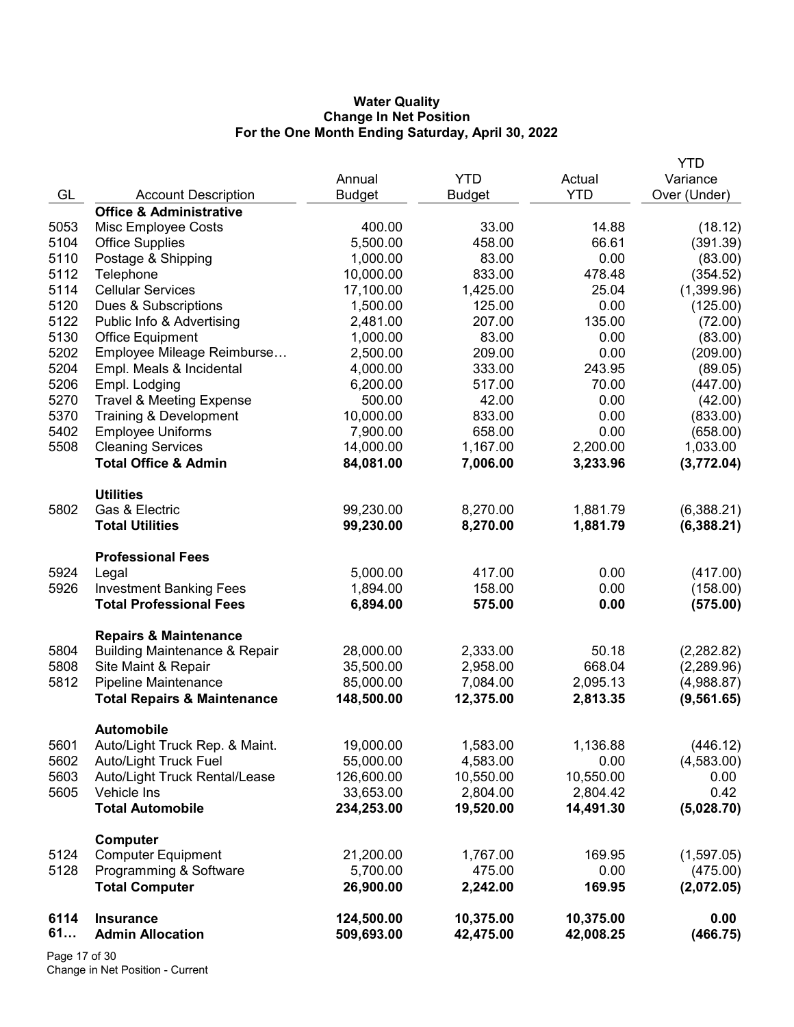# Water Quality
## Change In Net Position
### For the One Month Ending Saturday, April 30, 2022

| GL | Account Description | Annual Budget | YTD Budget | Actual YTD | YTD Variance Over (Under) |
|---|---|---|---|---|---|
| | **Office & Administrative** | | | | |
| 5053 | Misc Employee Costs | 400.00 | 33.00 | 14.88 | (18.12) |
| 5104 | Office Supplies | 5,500.00 | 458.00 | 66.61 | (391.39) |
| 5110 | Postage & Shipping | 1,000.00 | 83.00 | 0.00 | (83.00) |
| 5112 | Telephone | 10,000.00 | 833.00 | 478.48 | (354.52) |
| 5114 | Cellular Services | 17,100.00 | 1,425.00 | 25.04 | (1,399.96) |
| 5120 | Dues & Subscriptions | 1,500.00 | 125.00 | 0.00 | (125.00) |
| 5122 | Public Info & Advertising | 2,481.00 | 207.00 | 135.00 | (72.00) |
| 5130 | Office Equipment | 1,000.00 | 83.00 | 0.00 | (83.00) |
| 5202 | Employee Mileage Reimburse… | 2,500.00 | 209.00 | 0.00 | (209.00) |
| 5204 | Empl. Meals & Incidental | 4,000.00 | 333.00 | 243.95 | (89.05) |
| 5206 | Empl. Lodging | 6,200.00 | 517.00 | 70.00 | (447.00) |
| 5270 | Travel & Meeting Expense | 500.00 | 42.00 | 0.00 | (42.00) |
| 5370 | Training & Development | 10,000.00 | 833.00 | 0.00 | (833.00) |
| 5402 | Employee Uniforms | 7,900.00 | 658.00 | 0.00 | (658.00) |
| 5508 | Cleaning Services | 14,000.00 | 1,167.00 | 2,200.00 | 1,033.00 |
| | **Total Office & Admin** | **84,081.00** | **7,006.00** | **3,233.96** | **(3,772.04)** |
| | **Utilities** | | | | |
| 5802 | Gas & Electric | 99,230.00 | 8,270.00 | 1,881.79 | (6,388.21) |
| | **Total Utilities** | **99,230.00** | **8,270.00** | **1,881.79** | **(6,388.21)** |
| | **Professional Fees** | | | | |
| 5924 | Legal | 5,000.00 | 417.00 | 0.00 | (417.00) |
| 5926 | Investment Banking Fees | 1,894.00 | 158.00 | 0.00 | (158.00) |
| | **Total Professional Fees** | **6,894.00** | **575.00** | **0.00** | **(575.00)** |
| | **Repairs & Maintenance** | | | | |
| 5804 | Building Maintenance & Repair | 28,000.00 | 2,333.00 | 50.18 | (2,282.82) |
| 5808 | Site Maint & Repair | 35,500.00 | 2,958.00 | 668.04 | (2,289.96) |
| 5812 | Pipeline Maintenance | 85,000.00 | 7,084.00 | 2,095.13 | (4,988.87) |
| | **Total Repairs & Maintenance** | **148,500.00** | **12,375.00** | **2,813.35** | **(9,561.65)** |
| | **Automobile** | | | | |
| 5601 | Auto/Light Truck Rep. & Maint. | 19,000.00 | 1,583.00 | 1,136.88 | (446.12) |
| 5602 | Auto/Light Truck Fuel | 55,000.00 | 4,583.00 | 0.00 | (4,583.00) |
| 5603 | Auto/Light Truck Rental/Lease | 126,600.00 | 10,550.00 | 10,550.00 | 0.00 |
| 5605 | Vehicle Ins | 33,653.00 | 2,804.00 | 2,804.42 | 0.42 |
| | **Total Automobile** | **234,253.00** | **19,520.00** | **14,491.30** | **(5,028.70)** |
| | **Computer** | | | | |
| 5124 | Computer Equipment | 21,200.00 | 1,767.00 | 169.95 | (1,597.05) |
| 5128 | Programming & Software | 5,700.00 | 475.00 | 0.00 | (475.00) |
| | **Total Computer** | **26,900.00** | **2,242.00** | **169.95** | **(2,072.05)** |
| **6114** | **Insurance** | **124,500.00** | **10,375.00** | **10,375.00** | **0.00** |
| **61…** | **Admin Allocation** | **509,693.00** | **42,475.00** | **42,008.25** | **(466.75)** |

Change in Net Position - Current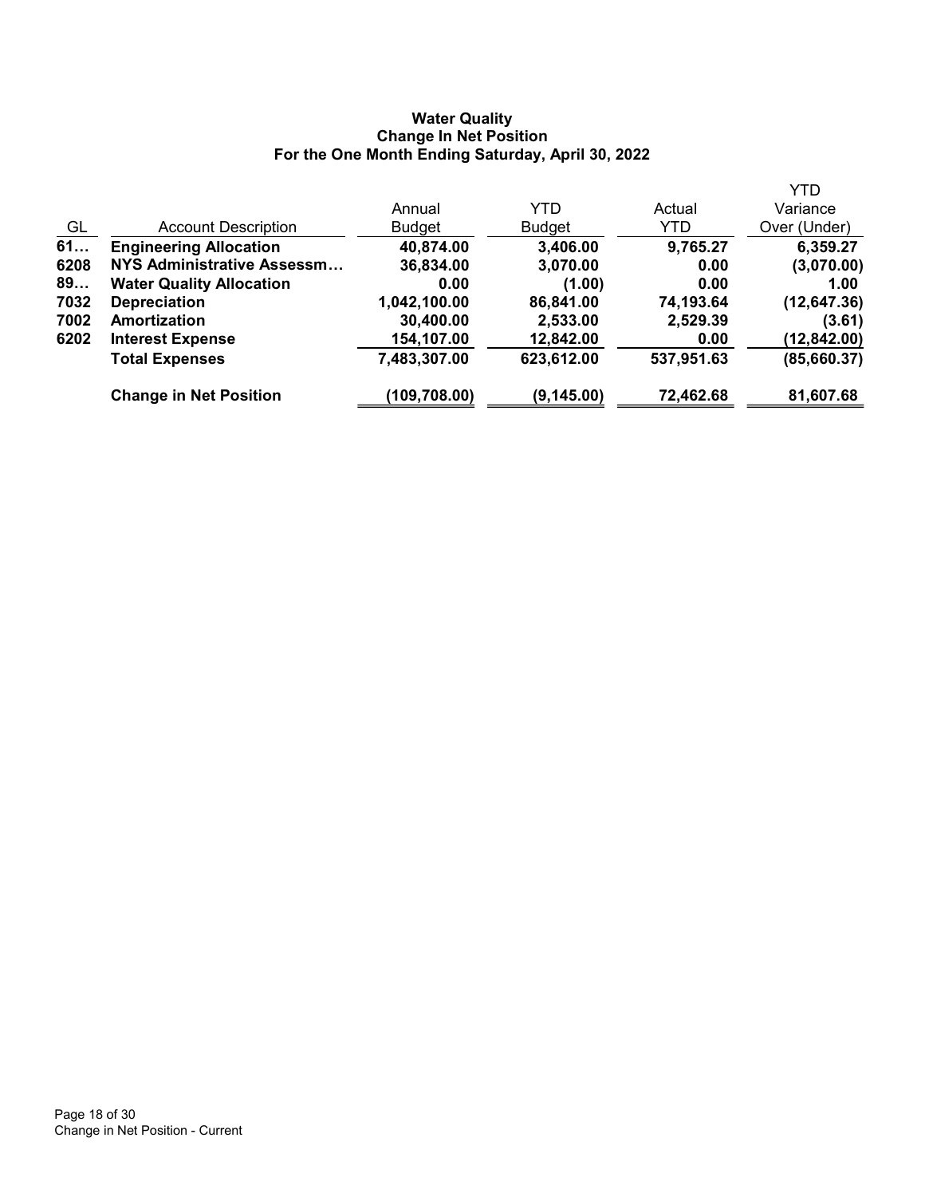**Water Quality**
**Change In Net Position**
**For the One Month Ending Saturday, April 30, 2022**

| GL | Account Description | Annual Budget | YTD Budget | Actual YTD | YTD Variance Over (Under) |
|---|---|---|---|---|---|
| **61…** | **Engineering Allocation** | **40,874.00** | **3,406.00** | **9,765.27** | **6,359.27** |
| **6208** | **NYS Administrative Assessm…** | **36,834.00** | **3,070.00** | **0.00** | **(3,070.00)** |
| **89…** | **Water Quality Allocation** | **0.00** | **(1.00)** | **0.00** | **1.00** |
| **7032** | **Depreciation** | **1,042,100.00** | **86,841.00** | **74,193.64** | **(12,647.36)** |
| **7002** | **Amortization** | **30,400.00** | **2,533.00** | **2,529.39** | **(3.61)** |
| **6202** | **Interest Expense** | **154,107.00** | **12,842.00** | **0.00** | **(12,842.00)** |
| | **Total Expenses** | **7,483,307.00** | **623,612.00** | **537,951.63** | **(85,660.37)** |
| | **Change in Net Position** | **(109,708.00)** | **(9,145.00)** | **72,462.68** | **81,607.68** |

Change in Net Position - Current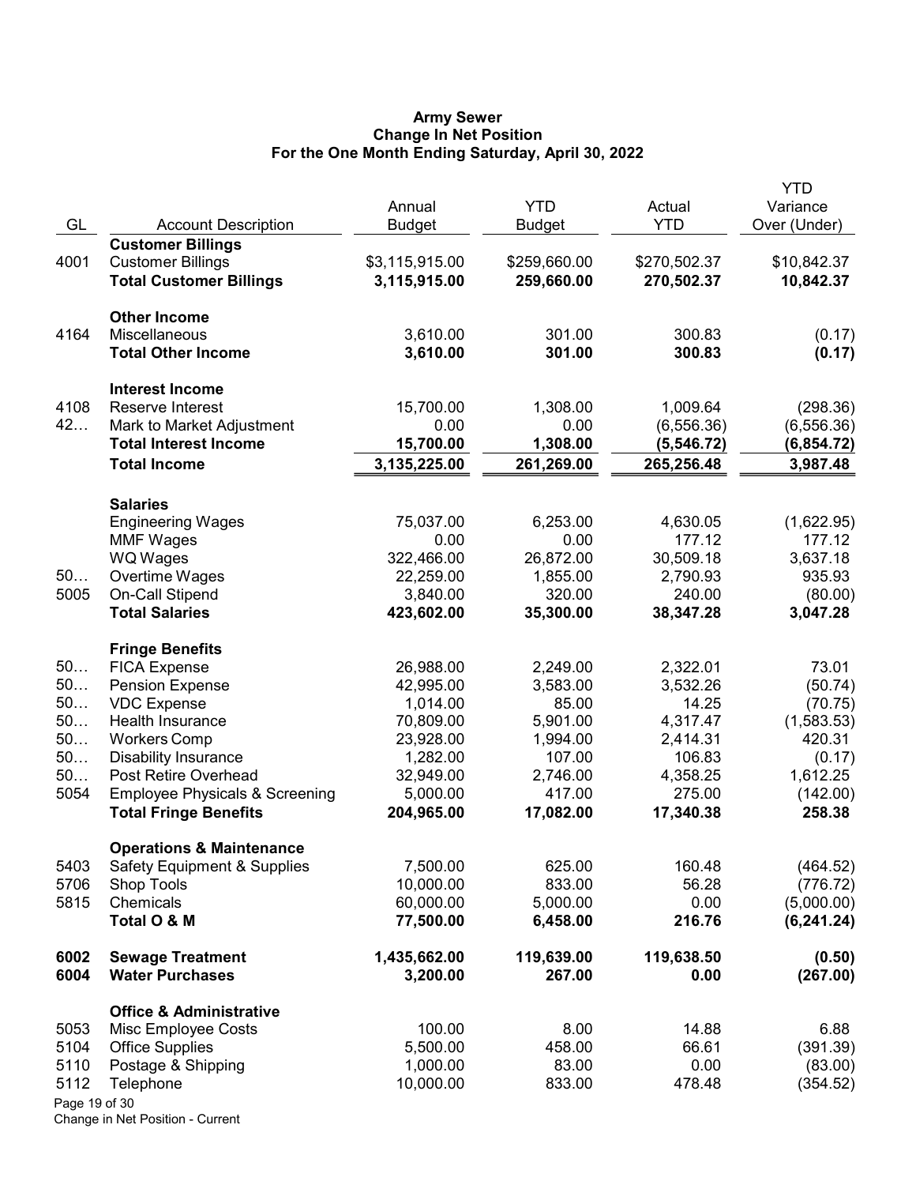**Army Sewer**
**Change In Net Position**
**For the One Month Ending Saturday, April 30, 2022**

| GL | Account Description | Annual Budget | YTD Budget | Actual YTD | YTD Variance Over (Under) |
|---|---|---|---|---|---|
| | **Customer Billings** | | | | |
| 4001 | Customer Billings | $3,115,915.00 | $259,660.00 | $270,502.37 | $10,842.37 |
| | **Total Customer Billings** | **3,115,915.00** | **259,660.00** | **270,502.37** | **10,842.37** |
| | **Other Income** | | | | |
| 4164 | Miscellaneous | 3,610.00 | 301.00 | 300.83 | (0.17) |
| | **Total Other Income** | **3,610.00** | **301.00** | **300.83** | **(0.17)** |
| | **Interest Income** | | | | |
| 4108 | Reserve Interest | 15,700.00 | 1,308.00 | 1,009.64 | (298.36) |
| 42… | Mark to Market Adjustment | 0.00 | 0.00 | (6,556.36) | (6,556.36) |
| | **Total Interest Income** | **15,700.00** | **1,308.00** | **(5,546.72)** | **(6,854.72)** |
| | **Total Income** | **3,135,225.00** | **261,269.00** | **265,256.48** | **3,987.48** |
| | **Salaries** | | | | |
| | Engineering Wages | 75,037.00 | 6,253.00 | 4,630.05 | (1,622.95) |
| | MMF Wages | 0.00 | 0.00 | 177.12 | 177.12 |
| | WQ Wages | 322,466.00 | 26,872.00 | 30,509.18 | 3,637.18 |
| 50… | Overtime Wages | 22,259.00 | 1,855.00 | 2,790.93 | 935.93 |
| 5005 | On-Call Stipend | 3,840.00 | 320.00 | 240.00 | (80.00) |
| | **Total Salaries** | **423,602.00** | **35,300.00** | **38,347.28** | **3,047.28** |
| | **Fringe Benefits** | | | | |
| 50… | FICA Expense | 26,988.00 | 2,249.00 | 2,322.01 | 73.01 |
| 50… | Pension Expense | 42,995.00 | 3,583.00 | 3,532.26 | (50.74) |
| 50… | VDC Expense | 1,014.00 | 85.00 | 14.25 | (70.75) |
| 50… | Health Insurance | 70,809.00 | 5,901.00 | 4,317.47 | (1,583.53) |
| 50… | Workers Comp | 23,928.00 | 1,994.00 | 2,414.31 | 420.31 |
| 50… | Disability Insurance | 1,282.00 | 107.00 | 106.83 | (0.17) |
| 50… | Post Retire Overhead | 32,949.00 | 2,746.00 | 4,358.25 | 1,612.25 |
| 5054 | Employee Physicals & Screening | 5,000.00 | 417.00 | 275.00 | (142.00) |
| | **Total Fringe Benefits** | **204,965.00** | **17,082.00** | **17,340.38** | **258.38** |
| | **Operations & Maintenance** | | | | |
| 5403 | Safety Equipment & Supplies | 7,500.00 | 625.00 | 160.48 | (464.52) |
| 5706 | Shop Tools | 10,000.00 | 833.00 | 56.28 | (776.72) |
| 5815 | Chemicals | 60,000.00 | 5,000.00 | 0.00 | (5,000.00) |
| | **Total O & M** | **77,500.00** | **6,458.00** | **216.76** | **(6,241.24)** |
| **6002** | **Sewage Treatment** | **1,435,662.00** | **119,639.00** | **119,638.50** | **(0.50)** |
| **6004** | **Water Purchases** | **3,200.00** | **267.00** | **0.00** | **(267.00)** |
| | **Office & Administrative** | | | | |
| 5053 | Misc Employee Costs | 100.00 | 8.00 | 14.88 | 6.88 |
| 5104 | Office Supplies | 5,500.00 | 458.00 | 66.61 | (391.39) |
| 5110 | Postage & Shipping | 1,000.00 | 83.00 | 0.00 | (83.00) |
| 5112 | Telephone | 10,000.00 | 833.00 | 478.48 | (354.52) |

Change in Net Position - Current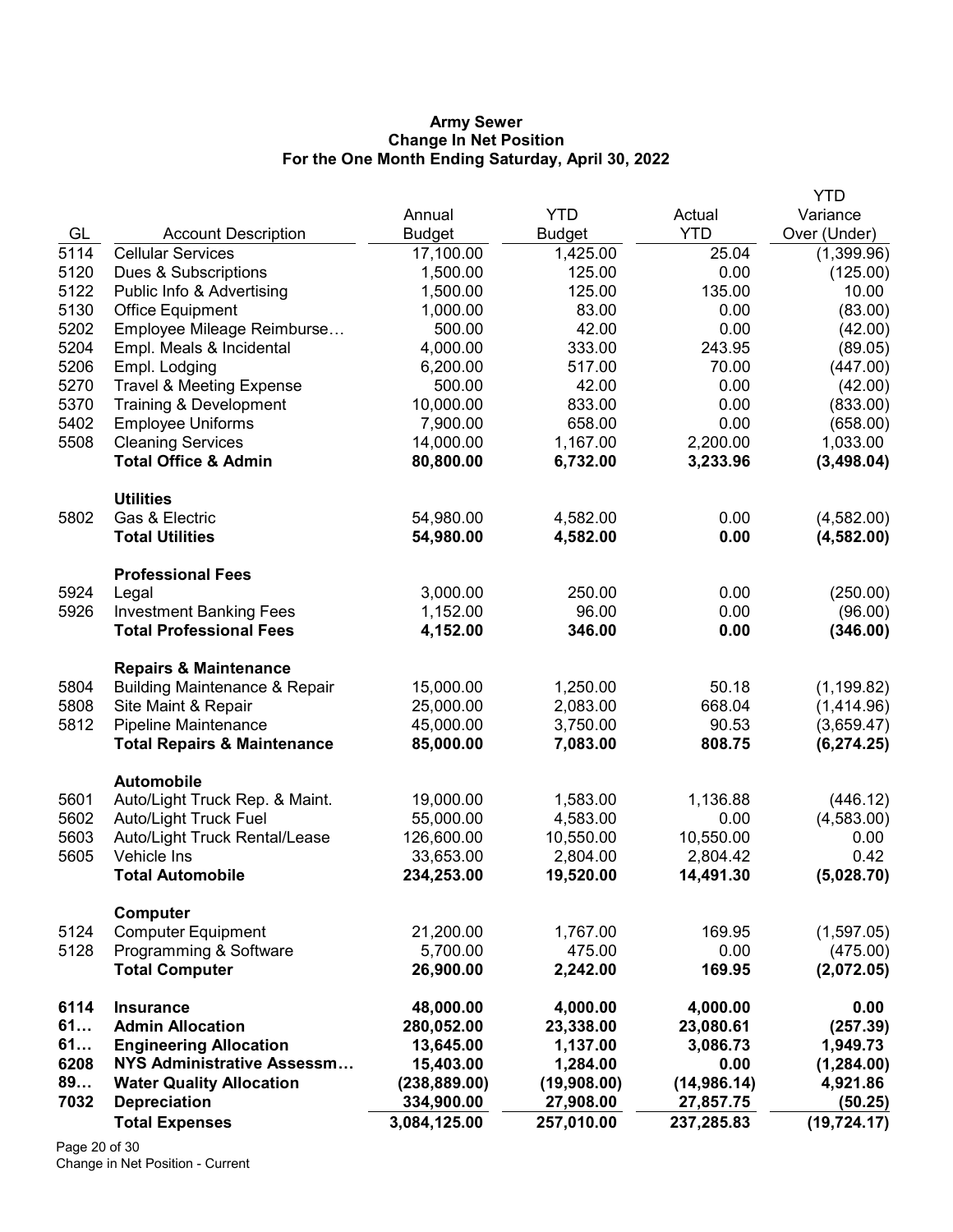**Army Sewer**
**Change In Net Position**
**For the One Month Ending Saturday, April 30, 2022**

| GL | Account Description | Annual Budget | YTD Budget | Actual YTD | YTD Variance Over (Under) |
|---|---|---|---|---|---|
| 5114 | Cellular Services | 17,100.00 | 1,425.00 | 25.04 | (1,399.96) |
| 5120 | Dues & Subscriptions | 1,500.00 | 125.00 | 0.00 | (125.00) |
| 5122 | Public Info & Advertising | 1,500.00 | 125.00 | 135.00 | 10.00 |
| 5130 | Office Equipment | 1,000.00 | 83.00 | 0.00 | (83.00) |
| 5202 | Employee Mileage Reimburse… | 500.00 | 42.00 | 0.00 | (42.00) |
| 5204 | Empl. Meals & Incidental | 4,000.00 | 333.00 | 243.95 | (89.05) |
| 5206 | Empl. Lodging | 6,200.00 | 517.00 | 70.00 | (447.00) |
| 5270 | Travel & Meeting Expense | 500.00 | 42.00 | 0.00 | (42.00) |
| 5370 | Training & Development | 10,000.00 | 833.00 | 0.00 | (833.00) |
| 5402 | Employee Uniforms | 7,900.00 | 658.00 | 0.00 | (658.00) |
| 5508 | Cleaning Services | 14,000.00 | 1,167.00 | 2,200.00 | 1,033.00 |
| | **Total Office & Admin** | **80,800.00** | **6,732.00** | **3,233.96** | **(3,498.04)** |
| | **Utilities** | | | | |
| 5802 | Gas & Electric | 54,980.00 | 4,582.00 | 0.00 | (4,582.00) |
| | **Total Utilities** | **54,980.00** | **4,582.00** | **0.00** | **(4,582.00)** |
| | **Professional Fees** | | | | |
| 5924 | Legal | 3,000.00 | 250.00 | 0.00 | (250.00) |
| 5926 | Investment Banking Fees | 1,152.00 | 96.00 | 0.00 | (96.00) |
| | **Total Professional Fees** | **4,152.00** | **346.00** | **0.00** | **(346.00)** |
| | **Repairs & Maintenance** | | | | |
| 5804 | Building Maintenance & Repair | 15,000.00 | 1,250.00 | 50.18 | (1,199.82) |
| 5808 | Site Maint & Repair | 25,000.00 | 2,083.00 | 668.04 | (1,414.96) |
| 5812 | Pipeline Maintenance | 45,000.00 | 3,750.00 | 90.53 | (3,659.47) |
| | **Total Repairs & Maintenance** | **85,000.00** | **7,083.00** | **808.75** | **(6,274.25)** |
| | **Automobile** | | | | |
| 5601 | Auto/Light Truck Rep. & Maint. | 19,000.00 | 1,583.00 | 1,136.88 | (446.12) |
| 5602 | Auto/Light Truck Fuel | 55,000.00 | 4,583.00 | 0.00 | (4,583.00) |
| 5603 | Auto/Light Truck Rental/Lease | 126,600.00 | 10,550.00 | 10,550.00 | 0.00 |
| 5605 | Vehicle Ins | 33,653.00 | 2,804.00 | 2,804.42 | 0.42 |
| | **Total Automobile** | **234,253.00** | **19,520.00** | **14,491.30** | **(5,028.70)** |
| | **Computer** | | | | |
| 5124 | Computer Equipment | 21,200.00 | 1,767.00 | 169.95 | (1,597.05) |
| 5128 | Programming & Software | 5,700.00 | 475.00 | 0.00 | (475.00) |
| | **Total Computer** | **26,900.00** | **2,242.00** | **169.95** | **(2,072.05)** |
| **6114** | **Insurance** | **48,000.00** | **4,000.00** | **4,000.00** | **0.00** |
| **61…** | **Admin Allocation** | **280,052.00** | **23,338.00** | **23,080.61** | **(257.39)** |
| **61…** | **Engineering Allocation** | **13,645.00** | **1,137.00** | **3,086.73** | **1,949.73** |
| **6208** | **NYS Administrative Assessm…** | **15,403.00** | **1,284.00** | **0.00** | **(1,284.00)** |
| **89…** | **Water Quality Allocation** | **(238,889.00)** | **(19,908.00)** | **(14,986.14)** | **4,921.86** |
| **7032** | **Depreciation** | **334,900.00** | **27,908.00** | **27,857.75** | **(50.25)** |
| | **Total Expenses** | **3,084,125.00** | **257,010.00** | **237,285.83** | **(19,724.17)** |

Change in Net Position - Current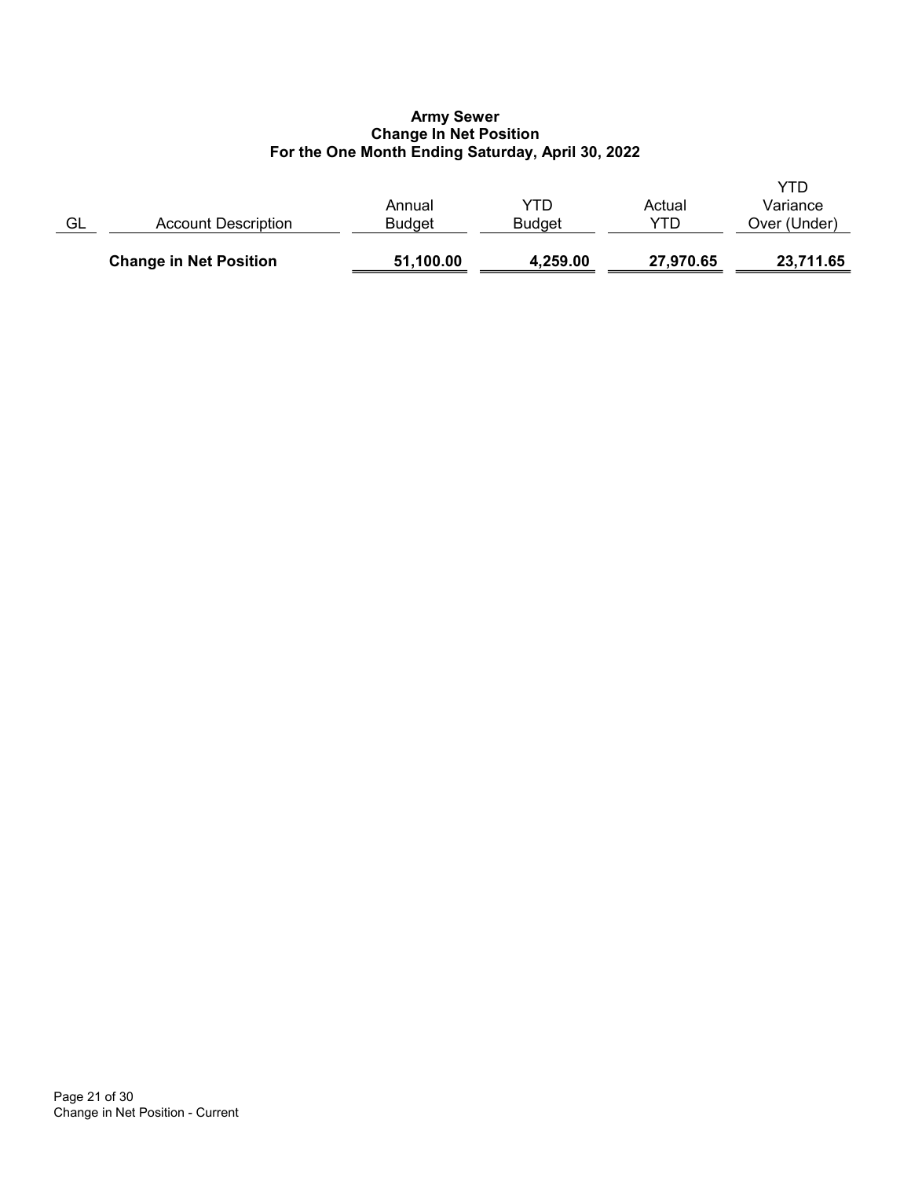**Army Sewer**
**Change In Net Position**
**For the One Month Ending Saturday, April 30, 2022**

| GL | Account Description | Annual Budget | YTD Budget | Actual YTD | YTD Variance Over (Under) |
|---|---|---|---|---|---|
| | **Change in Net Position** | **51,100.00** | **4,259.00** | **27,970.65** | **23,711.65** |

Change in Net Position - Current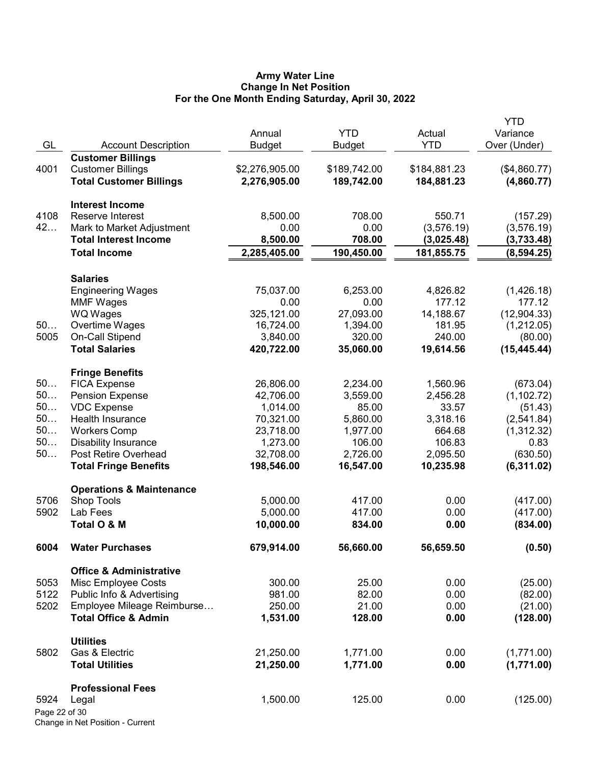# Army Water Line
## Change In Net Position
### For the One Month Ending Saturday, April 30, 2022

| GL | Account Description | Annual Budget | YTD Budget | Actual YTD | YTD Variance Over (Under) |
|---|---|---|---|---|---|
| | **Customer Billings** | | | | |
| 4001 | Customer Billings | $2,276,905.00 | $189,742.00 | $184,881.23 | ($4,860.77) |
| | **Total Customer Billings** | **2,276,905.00** | **189,742.00** | **184,881.23** | **(4,860.77)** |
| | **Interest Income** | | | | |
| 4108 | Reserve Interest | 8,500.00 | 708.00 | 550.71 | (157.29) |
| 42… | Mark to Market Adjustment | 0.00 | 0.00 | (3,576.19) | (3,576.19) |
| | **Total Interest Income** | **8,500.00** | **708.00** | **(3,025.48)** | **(3,733.48)** |
| | **Total Income** | **2,285,405.00** | **190,450.00** | **181,855.75** | **(8,594.25)** |
| | **Salaries** | | | | |
| | Engineering Wages | 75,037.00 | 6,253.00 | 4,826.82 | (1,426.18) |
| | MMF Wages | 0.00 | 0.00 | 177.12 | 177.12 |
| | WQ Wages | 325,121.00 | 27,093.00 | 14,188.67 | (12,904.33) |
| 50… | Overtime Wages | 16,724.00 | 1,394.00 | 181.95 | (1,212.05) |
| 5005 | On-Call Stipend | 3,840.00 | 320.00 | 240.00 | (80.00) |
| | **Total Salaries** | **420,722.00** | **35,060.00** | **19,614.56** | **(15,445.44)** |
| | **Fringe Benefits** | | | | |
| 50… | FICA Expense | 26,806.00 | 2,234.00 | 1,560.96 | (673.04) |
| 50… | Pension Expense | 42,706.00 | 3,559.00 | 2,456.28 | (1,102.72) |
| 50… | VDC Expense | 1,014.00 | 85.00 | 33.57 | (51.43) |
| 50… | Health Insurance | 70,321.00 | 5,860.00 | 3,318.16 | (2,541.84) |
| 50… | Workers Comp | 23,718.00 | 1,977.00 | 664.68 | (1,312.32) |
| 50… | Disability Insurance | 1,273.00 | 106.00 | 106.83 | 0.83 |
| 50… | Post Retire Overhead | 32,708.00 | 2,726.00 | 2,095.50 | (630.50) |
| | **Total Fringe Benefits** | **198,546.00** | **16,547.00** | **10,235.98** | **(6,311.02)** |
| | **Operations & Maintenance** | | | | |
| 5706 | Shop Tools | 5,000.00 | 417.00 | 0.00 | (417.00) |
| 5902 | Lab Fees | 5,000.00 | 417.00 | 0.00 | (417.00) |
| | **Total O & M** | **10,000.00** | **834.00** | **0.00** | **(834.00)** |
| **6004** | **Water Purchases** | **679,914.00** | **56,660.00** | **56,659.50** | **(0.50)** |
| | **Office & Administrative** | | | | |
| 5053 | Misc Employee Costs | 300.00 | 25.00 | 0.00 | (25.00) |
| 5122 | Public Info & Advertising | 981.00 | 82.00 | 0.00 | (82.00) |
| 5202 | Employee Mileage Reimburse… | 250.00 | 21.00 | 0.00 | (21.00) |
| | **Total Office & Admin** | **1,531.00** | **128.00** | **0.00** | **(128.00)** |
| | **Utilities** | | | | |
| 5802 | Gas & Electric | 21,250.00 | 1,771.00 | 0.00 | (1,771.00) |
| | **Total Utilities** | **21,250.00** | **1,771.00** | **0.00** | **(1,771.00)** |
| | **Professional Fees** | | | | |
| 5924 | Legal | 1,500.00 | 125.00 | 0.00 | (125.00) |

Change in Net Position - Current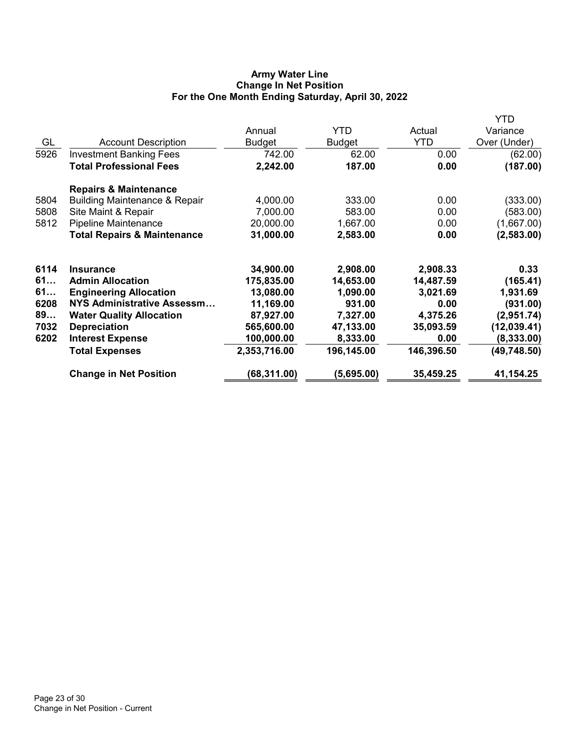# Army Water Line
## Change In Net Position
## For the One Month Ending Saturday, April 30, 2022

| GL | Account Description | Annual Budget | YTD Budget | Actual YTD | YTD Variance Over (Under) |
|---|---|---|---|---|---|
| 5926 | Investment Banking Fees | 742.00 | 62.00 | 0.00 | (62.00) |
| | **Total Professional Fees** | **2,242.00** | **187.00** | **0.00** | **(187.00)** |
| | **Repairs & Maintenance** | | | | |
| 5804 | Building Maintenance & Repair | 4,000.00 | 333.00 | 0.00 | (333.00) |
| 5808 | Site Maint & Repair | 7,000.00 | 583.00 | 0.00 | (583.00) |
| 5812 | Pipeline Maintenance | 20,000.00 | 1,667.00 | 0.00 | (1,667.00) |
| | **Total Repairs & Maintenance** | **31,000.00** | **2,583.00** | **0.00** | **(2,583.00)** |
| **6114** | **Insurance** | **34,900.00** | **2,908.00** | **2,908.33** | **0.33** |
| **61…** | **Admin Allocation** | **175,835.00** | **14,653.00** | **14,487.59** | **(165.41)** |
| **61…** | **Engineering Allocation** | **13,080.00** | **1,090.00** | **3,021.69** | **1,931.69** |
| **6208** | **NYS Administrative Assessm…** | **11,169.00** | **931.00** | **0.00** | **(931.00)** |
| **89…** | **Water Quality Allocation** | **87,927.00** | **7,327.00** | **4,375.26** | **(2,951.74)** |
| **7032** | **Depreciation** | **565,600.00** | **47,133.00** | **35,093.59** | **(12,039.41)** |
| **6202** | **Interest Expense** | **100,000.00** | **8,333.00** | **0.00** | **(8,333.00)** |
| | **Total Expenses** | **2,353,716.00** | **196,145.00** | **146,396.50** | **(49,748.50)** |
| | **Change in Net Position** | **(68,311.00)** | **(5,695.00)** | **35,459.25** | **41,154.25** |

Change in Net Position - Current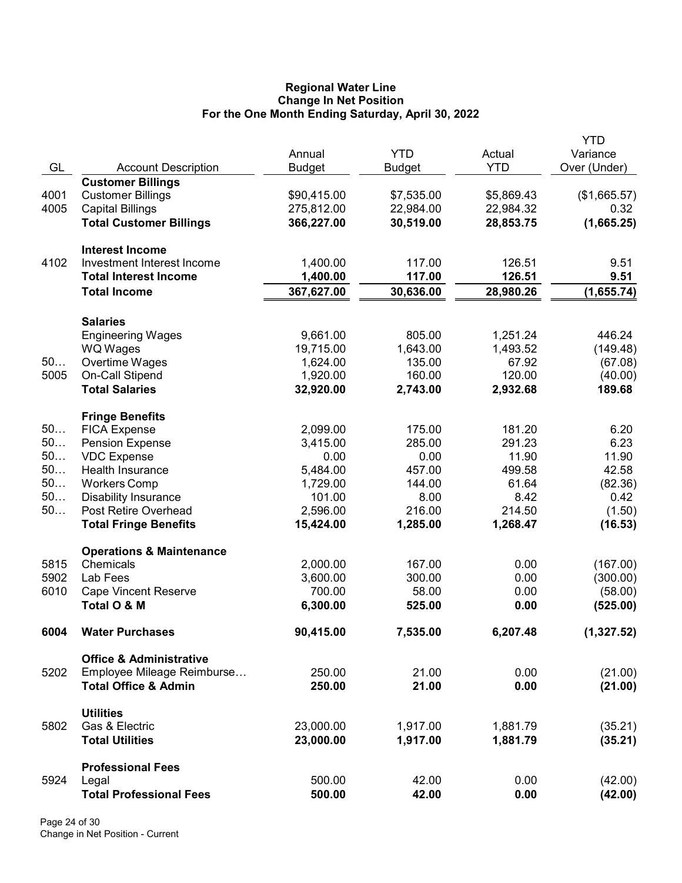**Regional Water Line**
**Change In Net Position**
**For the One Month Ending Saturday, April 30, 2022**

| GL | Account Description | Annual Budget | YTD Budget | Actual YTD | YTD Variance Over (Under) |
|---|---|---|---|---|---|
| | **Customer Billings** | | | | |
| 4001 | Customer Billings | $90,415.00 | $7,535.00 | $5,869.43 | ($1,665.57) |
| 4005 | Capital Billings | 275,812.00 | 22,984.00 | 22,984.32 | 0.32 |
| | **Total Customer Billings** | **366,227.00** | **30,519.00** | **28,853.75** | **(1,665.25)** |
| | **Interest Income** | | | | |
| 4102 | Investment Interest Income | 1,400.00 | 117.00 | 126.51 | 9.51 |
| | **Total Interest Income** | **1,400.00** | **117.00** | **126.51** | **9.51** |
| | **Total Income** | **367,627.00** | **30,636.00** | **28,980.26** | **(1,655.74)** |
| | **Salaries** | | | | |
| | Engineering Wages | 9,661.00 | 805.00 | 1,251.24 | 446.24 |
| | WQ Wages | 19,715.00 | 1,643.00 | 1,493.52 | (149.48) |
| 50… | Overtime Wages | 1,624.00 | 135.00 | 67.92 | (67.08) |
| 5005 | On-Call Stipend | 1,920.00 | 160.00 | 120.00 | (40.00) |
| | **Total Salaries** | **32,920.00** | **2,743.00** | **2,932.68** | **189.68** |
| | **Fringe Benefits** | | | | |
| 50… | FICA Expense | 2,099.00 | 175.00 | 181.20 | 6.20 |
| 50… | Pension Expense | 3,415.00 | 285.00 | 291.23 | 6.23 |
| 50… | VDC Expense | 0.00 | 0.00 | 11.90 | 11.90 |
| 50… | Health Insurance | 5,484.00 | 457.00 | 499.58 | 42.58 |
| 50… | Workers Comp | 1,729.00 | 144.00 | 61.64 | (82.36) |
| 50… | Disability Insurance | 101.00 | 8.00 | 8.42 | 0.42 |
| 50… | Post Retire Overhead | 2,596.00 | 216.00 | 214.50 | (1.50) |
| | **Total Fringe Benefits** | **15,424.00** | **1,285.00** | **1,268.47** | **(16.53)** |
| | **Operations & Maintenance** | | | | |
| 5815 | Chemicals | 2,000.00 | 167.00 | 0.00 | (167.00) |
| 5902 | Lab Fees | 3,600.00 | 300.00 | 0.00 | (300.00) |
| 6010 | Cape Vincent Reserve | 700.00 | 58.00 | 0.00 | (58.00) |
| | **Total O & M** | **6,300.00** | **525.00** | **0.00** | **(525.00)** |
| **6004** | **Water Purchases** | **90,415.00** | **7,535.00** | **6,207.48** | **(1,327.52)** |
| | **Office & Administrative** | | | | |
| 5202 | Employee Mileage Reimburse… | 250.00 | 21.00 | 0.00 | (21.00) |
| | **Total Office & Admin** | **250.00** | **21.00** | **0.00** | **(21.00)** |
| | **Utilities** | | | | |
| 5802 | Gas & Electric | 23,000.00 | 1,917.00 | 1,881.79 | (35.21) |
| | **Total Utilities** | **23,000.00** | **1,917.00** | **1,881.79** | **(35.21)** |
| | **Professional Fees** | | | | |
| 5924 | Legal | 500.00 | 42.00 | 0.00 | (42.00) |
| | **Total Professional Fees** | **500.00** | **42.00** | **0.00** | **(42.00)** |

Change in Net Position - Current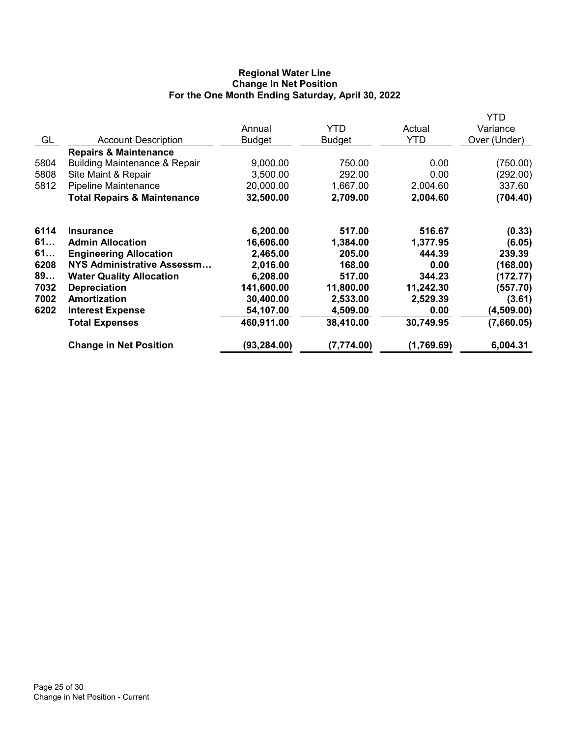**Regional Water Line**
**Change In Net Position**
**For the One Month Ending Saturday, April 30, 2022**

| GL | Account Description | Annual Budget | YTD Budget | Actual YTD | YTD Variance Over (Under) |
|---|---|---|---|---|---|
| | **Repairs & Maintenance** | | | | |
| 5804 | Building Maintenance & Repair | 9,000.00 | 750.00 | 0.00 | (750.00) |
| 5808 | Site Maint & Repair | 3,500.00 | 292.00 | 0.00 | (292.00) |
| 5812 | Pipeline Maintenance | 20,000.00 | 1,667.00 | 2,004.60 | 337.60 |
| | **Total Repairs & Maintenance** | **32,500.00** | **2,709.00** | **2,004.60** | **(704.40)** |
| **6114** | **Insurance** | **6,200.00** | **517.00** | **516.67** | **(0.33)** |
| **61…** | **Admin Allocation** | **16,606.00** | **1,384.00** | **1,377.95** | **(6.05)** |
| **61…** | **Engineering Allocation** | **2,465.00** | **205.00** | **444.39** | **239.39** |
| **6208** | **NYS Administrative Assessm…** | **2,016.00** | **168.00** | **0.00** | **(168.00)** |
| **89…** | **Water Quality Allocation** | **6,208.00** | **517.00** | **344.23** | **(172.77)** |
| **7032** | **Depreciation** | **141,600.00** | **11,800.00** | **11,242.30** | **(557.70)** |
| **7002** | **Amortization** | **30,400.00** | **2,533.00** | **2,529.39** | **(3.61)** |
| **6202** | **Interest Expense** | **54,107.00** | **4,509.00** | **0.00** | **(4,509.00)** |
| | **Total Expenses** | **460,911.00** | **38,410.00** | **30,749.95** | **(7,660.05)** |
| | **Change in Net Position** | **(93,284.00)** | **(7,774.00)** | **(1,769.69)** | **6,004.31** |

Change in Net Position - Current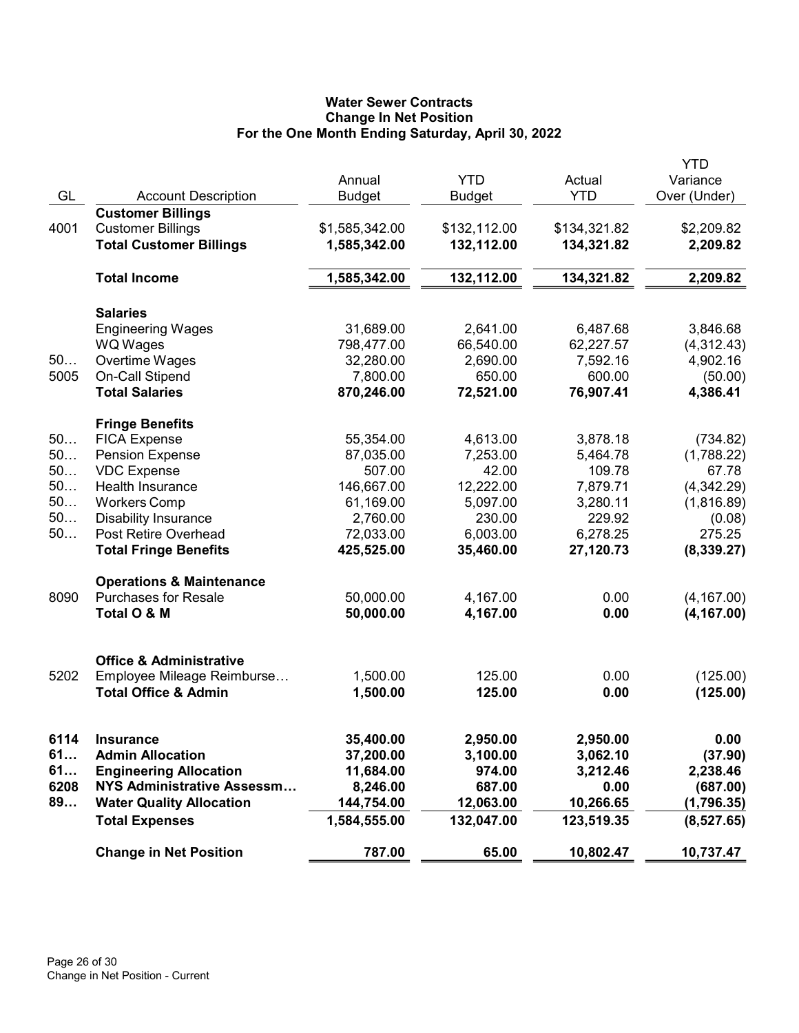# Water Sewer Contracts
## Change In Net Position
### For the One Month Ending Saturday, April 30, 2022

| GL | Account Description | Annual Budget | YTD Budget | Actual YTD | YTD Variance Over (Under) |
|---|---|---|---|---|---|
| | **Customer Billings** | | | | |
| 4001 | Customer Billings | $1,585,342.00 | $132,112.00 | $134,321.82 | $2,209.82 |
| | **Total Customer Billings** | **1,585,342.00** | **132,112.00** | **134,321.82** | **2,209.82** |
| | **Total Income** | **1,585,342.00** | **132,112.00** | **134,321.82** | **2,209.82** |
| | **Salaries** | | | | |
| | Engineering Wages | 31,689.00 | 2,641.00 | 6,487.68 | 3,846.68 |
| | WQ Wages | 798,477.00 | 66,540.00 | 62,227.57 | (4,312.43) |
| 50… | Overtime Wages | 32,280.00 | 2,690.00 | 7,592.16 | 4,902.16 |
| 5005 | On-Call Stipend | 7,800.00 | 650.00 | 600.00 | (50.00) |
| | **Total Salaries** | **870,246.00** | **72,521.00** | **76,907.41** | **4,386.41** |
| | **Fringe Benefits** | | | | |
| 50… | FICA Expense | 55,354.00 | 4,613.00 | 3,878.18 | (734.82) |
| 50… | Pension Expense | 87,035.00 | 7,253.00 | 5,464.78 | (1,788.22) |
| 50… | VDC Expense | 507.00 | 42.00 | 109.78 | 67.78 |
| 50… | Health Insurance | 146,667.00 | 12,222.00 | 7,879.71 | (4,342.29) |
| 50… | Workers Comp | 61,169.00 | 5,097.00 | 3,280.11 | (1,816.89) |
| 50… | Disability Insurance | 2,760.00 | 230.00 | 229.92 | (0.08) |
| 50… | Post Retire Overhead | 72,033.00 | 6,003.00 | 6,278.25 | 275.25 |
| | **Total Fringe Benefits** | **425,525.00** | **35,460.00** | **27,120.73** | **(8,339.27)** |
| | **Operations & Maintenance** | | | | |
| 8090 | Purchases for Resale | 50,000.00 | 4,167.00 | 0.00 | (4,167.00) |
| | **Total O & M** | **50,000.00** | **4,167.00** | **0.00** | **(4,167.00)** |
| | **Office & Administrative** | | | | |
| 5202 | Employee Mileage Reimburse… | 1,500.00 | 125.00 | 0.00 | (125.00) |
| | **Total Office & Admin** | **1,500.00** | **125.00** | **0.00** | **(125.00)** |
| **6114** | **Insurance** | **35,400.00** | **2,950.00** | **2,950.00** | **0.00** |
| **61…** | **Admin Allocation** | **37,200.00** | **3,100.00** | **3,062.10** | **(37.90)** |
| **61…** | **Engineering Allocation** | **11,684.00** | **974.00** | **3,212.46** | **2,238.46** |
| **6208** | **NYS Administrative Assessm…** | **8,246.00** | **687.00** | **0.00** | **(687.00)** |
| **89…** | **Water Quality Allocation** | **144,754.00** | **12,063.00** | **10,266.65** | **(1,796.35)** |
| | **Total Expenses** | **1,584,555.00** | **132,047.00** | **123,519.35** | **(8,527.65)** |
| | **Change in Net Position** | **787.00** | **65.00** | **10,802.47** | **10,737.47** |

Change in Net Position - Current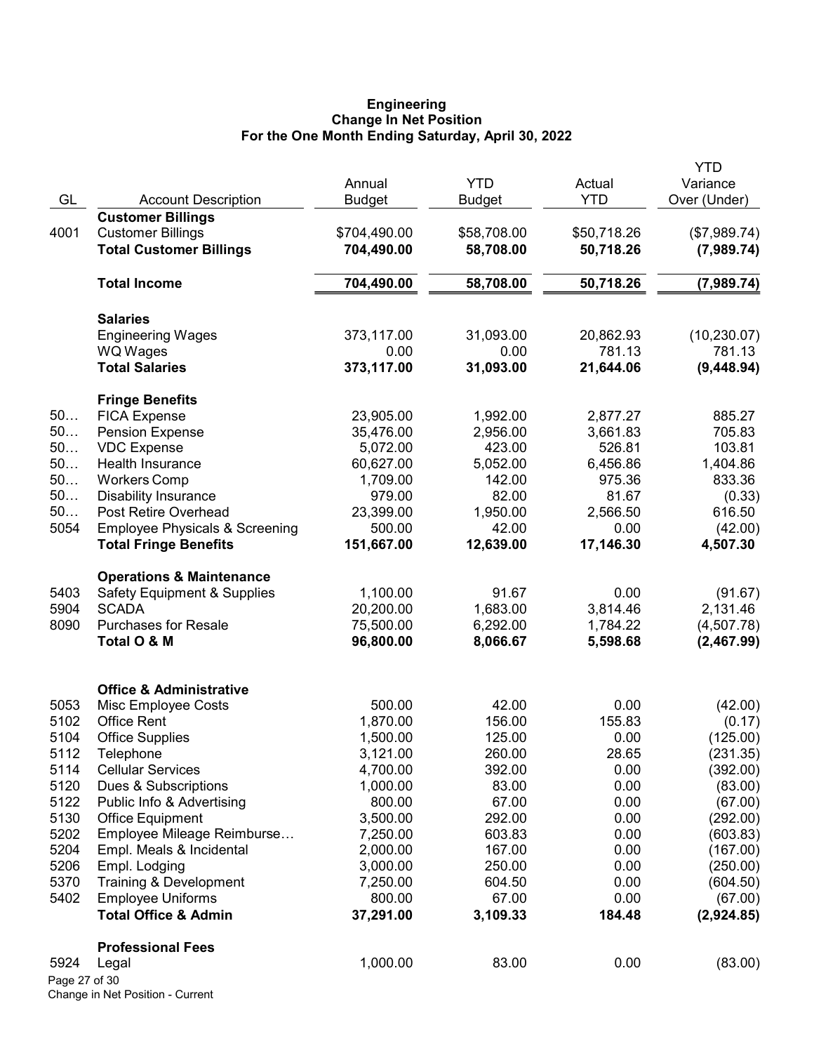# Engineering
## Change In Net Position
### For the One Month Ending Saturday, April 30, 2022

| GL | Account Description | Annual Budget | YTD Budget | Actual YTD | YTD Variance Over (Under) |
|---|---|---|---|---|---|
| | **Customer Billings** | | | | |
| 4001 | Customer Billings | $704,490.00 | $58,708.00 | $50,718.26 | ($7,989.74) |
| | **Total Customer Billings** | **704,490.00** | **58,708.00** | **50,718.26** | **(7,989.74)** |
| | **Total Income** | **704,490.00** | **58,708.00** | **50,718.26** | **(7,989.74)** |
| | **Salaries** | | | | |
| | Engineering Wages | 373,117.00 | 31,093.00 | 20,862.93 | (10,230.07) |
| | WQ Wages | 0.00 | 0.00 | 781.13 | 781.13 |
| | **Total Salaries** | **373,117.00** | **31,093.00** | **21,644.06** | **(9,448.94)** |
| | **Fringe Benefits** | | | | |
| 50… | FICA Expense | 23,905.00 | 1,992.00 | 2,877.27 | 885.27 |
| 50… | Pension Expense | 35,476.00 | 2,956.00 | 3,661.83 | 705.83 |
| 50… | VDC Expense | 5,072.00 | 423.00 | 526.81 | 103.81 |
| 50… | Health Insurance | 60,627.00 | 5,052.00 | 6,456.86 | 1,404.86 |
| 50… | Workers Comp | 1,709.00 | 142.00 | 975.36 | 833.36 |
| 50… | Disability Insurance | 979.00 | 82.00 | 81.67 | (0.33) |
| 50… | Post Retire Overhead | 23,399.00 | 1,950.00 | 2,566.50 | 616.50 |
| 5054 | Employee Physicals & Screening | 500.00 | 42.00 | 0.00 | (42.00) |
| | **Total Fringe Benefits** | **151,667.00** | **12,639.00** | **17,146.30** | **4,507.30** |
| | **Operations & Maintenance** | | | | |
| 5403 | Safety Equipment & Supplies | 1,100.00 | 91.67 | 0.00 | (91.67) |
| 5904 | SCADA | 20,200.00 | 1,683.00 | 3,814.46 | 2,131.46 |
| 8090 | Purchases for Resale | 75,500.00 | 6,292.00 | 1,784.22 | (4,507.78) |
| | **Total O & M** | **96,800.00** | **8,066.67** | **5,598.68** | **(2,467.99)** |
| | **Office & Administrative** | | | | |
| 5053 | Misc Employee Costs | 500.00 | 42.00 | 0.00 | (42.00) |
| 5102 | Office Rent | 1,870.00 | 156.00 | 155.83 | (0.17) |
| 5104 | Office Supplies | 1,500.00 | 125.00 | 0.00 | (125.00) |
| 5112 | Telephone | 3,121.00 | 260.00 | 28.65 | (231.35) |
| 5114 | Cellular Services | 4,700.00 | 392.00 | 0.00 | (392.00) |
| 5120 | Dues & Subscriptions | 1,000.00 | 83.00 | 0.00 | (83.00) |
| 5122 | Public Info & Advertising | 800.00 | 67.00 | 0.00 | (67.00) |
| 5130 | Office Equipment | 3,500.00 | 292.00 | 0.00 | (292.00) |
| 5202 | Employee Mileage Reimburse… | 7,250.00 | 603.83 | 0.00 | (603.83) |
| 5204 | Empl. Meals & Incidental | 2,000.00 | 167.00 | 0.00 | (167.00) |
| 5206 | Empl. Lodging | 3,000.00 | 250.00 | 0.00 | (250.00) |
| 5370 | Training & Development | 7,250.00 | 604.50 | 0.00 | (604.50) |
| 5402 | Employee Uniforms | 800.00 | 67.00 | 0.00 | (67.00) |
| | **Total Office & Admin** | **37,291.00** | **3,109.33** | **184.48** | **(2,924.85)** |
| | **Professional Fees** | | | | |
| 5924 | Legal | 1,000.00 | 83.00 | 0.00 | (83.00) |

Change in Net Position - Current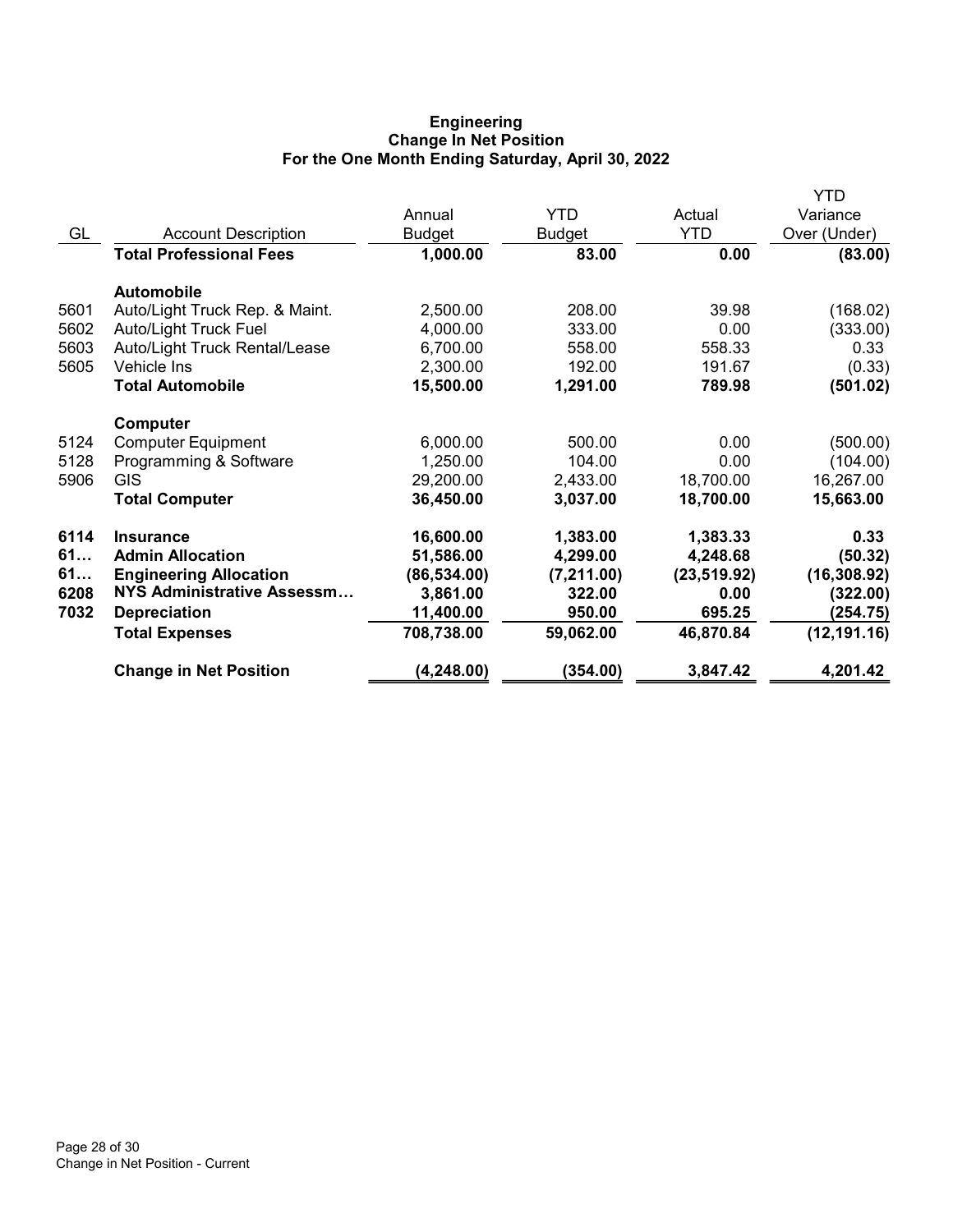**Engineering**
**Change In Net Position**
**For the One Month Ending Saturday, April 30, 2022**

| GL | Account Description | Annual Budget | YTD Budget | Actual YTD | YTD Variance Over (Under) |
|---|---|---|---|---|---|
| | **Total Professional Fees** | **1,000.00** | **83.00** | **0.00** | **(83.00)** |
| | **Automobile** | | | | |
| 5601 | Auto/Light Truck Rep. & Maint. | 2,500.00 | 208.00 | 39.98 | (168.02) |
| 5602 | Auto/Light Truck Fuel | 4,000.00 | 333.00 | 0.00 | (333.00) |
| 5603 | Auto/Light Truck Rental/Lease | 6,700.00 | 558.00 | 558.33 | 0.33 |
| 5605 | Vehicle Ins | 2,300.00 | 192.00 | 191.67 | (0.33) |
| | **Total Automobile** | **15,500.00** | **1,291.00** | **789.98** | **(501.02)** |
| | **Computer** | | | | |
| 5124 | Computer Equipment | 6,000.00 | 500.00 | 0.00 | (500.00) |
| 5128 | Programming & Software | 1,250.00 | 104.00 | 0.00 | (104.00) |
| 5906 | GIS | 29,200.00 | 2,433.00 | 18,700.00 | 16,267.00 |
| | **Total Computer** | **36,450.00** | **3,037.00** | **18,700.00** | **15,663.00** |
| **6114** | **Insurance** | **16,600.00** | **1,383.00** | **1,383.33** | **0.33** |
| **61…** | **Admin Allocation** | **51,586.00** | **4,299.00** | **4,248.68** | **(50.32)** |
| **61…** | **Engineering Allocation** | **(86,534.00)** | **(7,211.00)** | **(23,519.92)** | **(16,308.92)** |
| **6208** | **NYS Administrative Assessm…** | **3,861.00** | **322.00** | **0.00** | **(322.00)** |
| **7032** | **Depreciation** | **11,400.00** | **950.00** | **695.25** | **(254.75)** |
| | **Total Expenses** | **708,738.00** | **59,062.00** | **46,870.84** | **(12,191.16)** |
| | **Change in Net Position** | **(4,248.00)** | **(354.00)** | **3,847.42** | **4,201.42** |

Change in Net Position - Current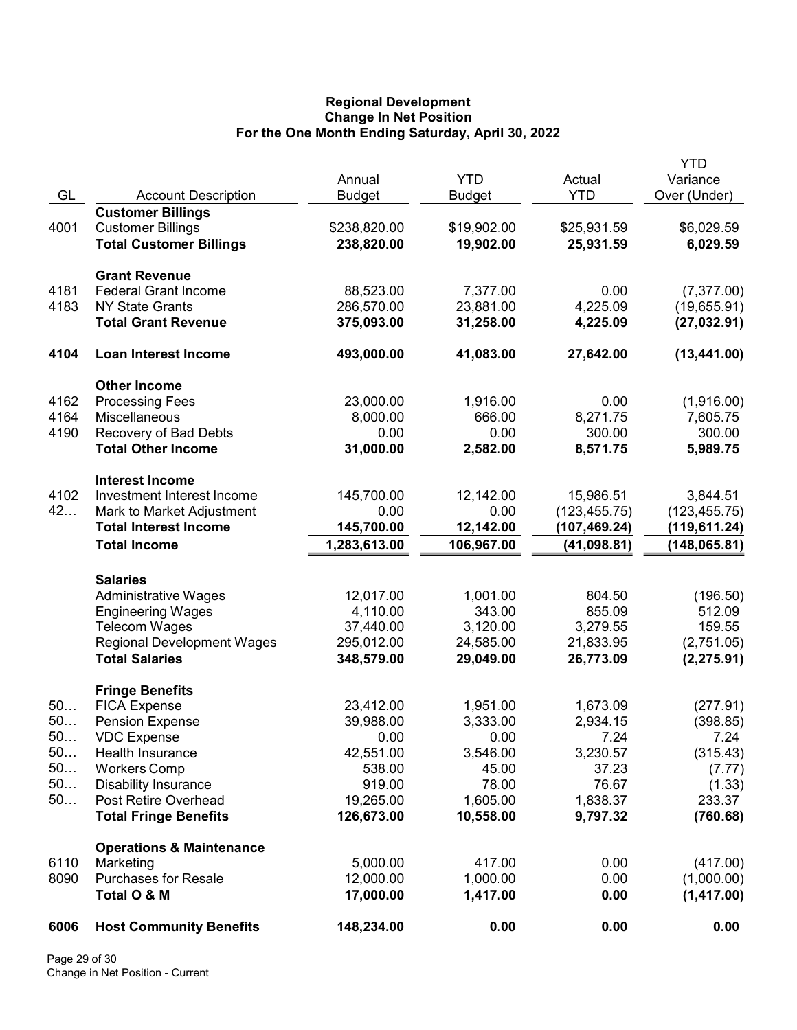**Regional Development**
**Change In Net Position**
**For the One Month Ending Saturday, April 30, 2022**

| GL | Account Description | Annual Budget | YTD Budget | Actual YTD | YTD Variance Over (Under) |
|---|---|---|---|---|---|
| | **Customer Billings** | | | | |
| 4001 | Customer Billings | $238,820.00 | $19,902.00 | $25,931.59 | $6,029.59 |
| | **Total Customer Billings** | **238,820.00** | **19,902.00** | **25,931.59** | **6,029.59** |
| | **Grant Revenue** | | | | |
| 4181 | Federal Grant Income | 88,523.00 | 7,377.00 | 0.00 | (7,377.00) |
| 4183 | NY State Grants | 286,570.00 | 23,881.00 | 4,225.09 | (19,655.91) |
| | **Total Grant Revenue** | **375,093.00** | **31,258.00** | **4,225.09** | **(27,032.91)** |
| **4104** | **Loan Interest Income** | **493,000.00** | **41,083.00** | **27,642.00** | **(13,441.00)** |
| | **Other Income** | | | | |
| 4162 | Processing Fees | 23,000.00 | 1,916.00 | 0.00 | (1,916.00) |
| 4164 | Miscellaneous | 8,000.00 | 666.00 | 8,271.75 | 7,605.75 |
| 4190 | Recovery of Bad Debts | 0.00 | 0.00 | 300.00 | 300.00 |
| | **Total Other Income** | **31,000.00** | **2,582.00** | **8,571.75** | **5,989.75** |
| | **Interest Income** | | | | |
| 4102 | Investment Interest Income | 145,700.00 | 12,142.00 | 15,986.51 | 3,844.51 |
| 42… | Mark to Market Adjustment | 0.00 | 0.00 | (123,455.75) | (123,455.75) |
| | **Total Interest Income** | **145,700.00** | **12,142.00** | **(107,469.24)** | **(119,611.24)** |
| | **Total Income** | **1,283,613.00** | **106,967.00** | **(41,098.81)** | **(148,065.81)** |
| | **Salaries** | | | | |
| | Administrative Wages | 12,017.00 | 1,001.00 | 804.50 | (196.50) |
| | Engineering Wages | 4,110.00 | 343.00 | 855.09 | 512.09 |
| | Telecom Wages | 37,440.00 | 3,120.00 | 3,279.55 | 159.55 |
| | Regional Development Wages | 295,012.00 | 24,585.00 | 21,833.95 | (2,751.05) |
| | **Total Salaries** | **348,579.00** | **29,049.00** | **26,773.09** | **(2,275.91)** |
| | **Fringe Benefits** | | | | |
| 50… | FICA Expense | 23,412.00 | 1,951.00 | 1,673.09 | (277.91) |
| 50… | Pension Expense | 39,988.00 | 3,333.00 | 2,934.15 | (398.85) |
| 50… | VDC Expense | 0.00 | 0.00 | 7.24 | 7.24 |
| 50… | Health Insurance | 42,551.00 | 3,546.00 | 3,230.57 | (315.43) |
| 50… | Workers Comp | 538.00 | 45.00 | 37.23 | (7.77) |
| 50… | Disability Insurance | 919.00 | 78.00 | 76.67 | (1.33) |
| 50… | Post Retire Overhead | 19,265.00 | 1,605.00 | 1,838.37 | 233.37 |
| | **Total Fringe Benefits** | **126,673.00** | **10,558.00** | **9,797.32** | **(760.68)** |
| | **Operations & Maintenance** | | | | |
| 6110 | Marketing | 5,000.00 | 417.00 | 0.00 | (417.00) |
| 8090 | Purchases for Resale | 12,000.00 | 1,000.00 | 0.00 | (1,000.00) |
| | **Total O & M** | **17,000.00** | **1,417.00** | **0.00** | **(1,417.00)** |
| **6006** | **Host Community Benefits** | **148,234.00** | **0.00** | **0.00** | **0.00** |

Change in Net Position - Current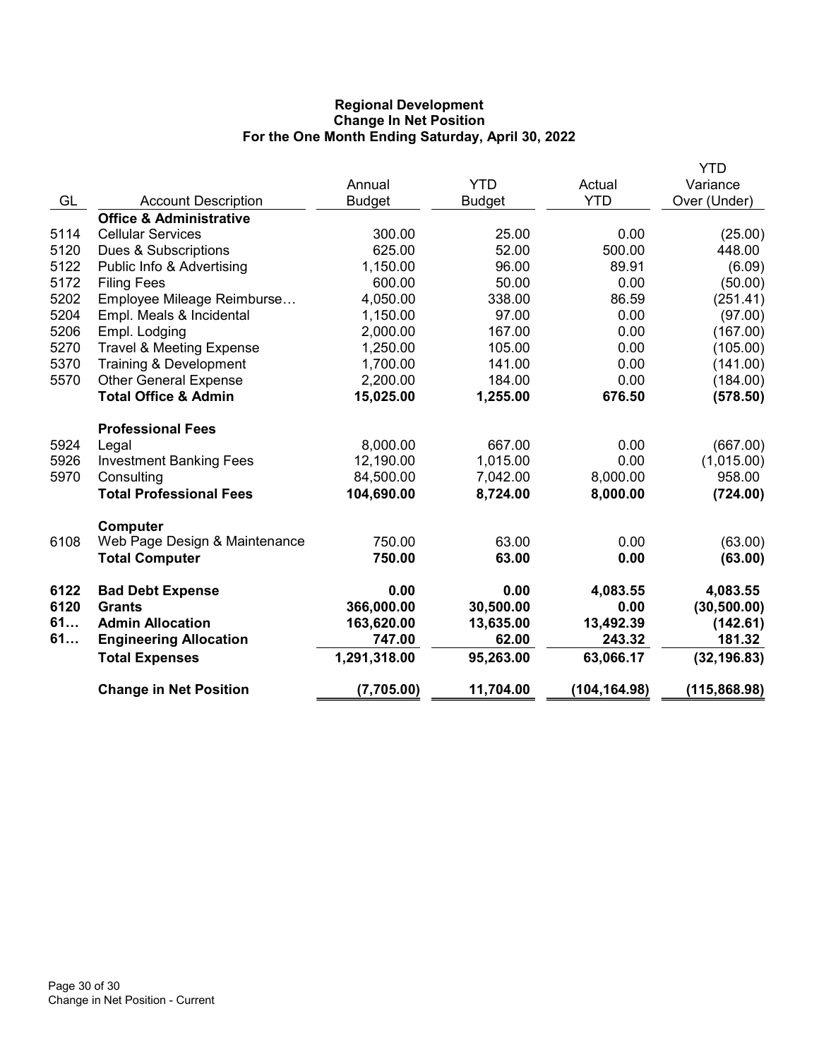# Regional Development
## Change In Net Position
### For the One Month Ending Saturday, April 30, 2022

| GL | Account Description | Annual Budget | YTD Budget | Actual YTD | YTD Variance Over (Under) |
|---|---|---|---|---|---|
| | **Office & Administrative** | | | | |
| 5114 | Cellular Services | 300.00 | 25.00 | 0.00 | (25.00) |
| 5120 | Dues & Subscriptions | 625.00 | 52.00 | 500.00 | 448.00 |
| 5122 | Public Info & Advertising | 1,150.00 | 96.00 | 89.91 | (6.09) |
| 5172 | Filing Fees | 600.00 | 50.00 | 0.00 | (50.00) |
| 5202 | Employee Mileage Reimburse… | 4,050.00 | 338.00 | 86.59 | (251.41) |
| 5204 | Empl. Meals & Incidental | 1,150.00 | 97.00 | 0.00 | (97.00) |
| 5206 | Empl. Lodging | 2,000.00 | 167.00 | 0.00 | (167.00) |
| 5270 | Travel & Meeting Expense | 1,250.00 | 105.00 | 0.00 | (105.00) |
| 5370 | Training & Development | 1,700.00 | 141.00 | 0.00 | (141.00) |
| 5570 | Other General Expense | 2,200.00 | 184.00 | 0.00 | (184.00) |
| | **Total Office & Admin** | **15,025.00** | **1,255.00** | **676.50** | **(578.50)** |
| | **Professional Fees** | | | | |
| 5924 | Legal | 8,000.00 | 667.00 | 0.00 | (667.00) |
| 5926 | Investment Banking Fees | 12,190.00 | 1,015.00 | 0.00 | (1,015.00) |
| 5970 | Consulting | 84,500.00 | 7,042.00 | 8,000.00 | 958.00 |
| | **Total Professional Fees** | **104,690.00** | **8,724.00** | **8,000.00** | **(724.00)** |
| | **Computer** | | | | |
| 6108 | Web Page Design & Maintenance | 750.00 | 63.00 | 0.00 | (63.00) |
| | **Total Computer** | **750.00** | **63.00** | **0.00** | **(63.00)** |
| **6122** | **Bad Debt Expense** | **0.00** | **0.00** | **4,083.55** | **4,083.55** |
| **6120** | **Grants** | **366,000.00** | **30,500.00** | **0.00** | **(30,500.00)** |
| **61…** | **Admin Allocation** | **163,620.00** | **13,635.00** | **13,492.39** | **(142.61)** |
| **61…** | **Engineering Allocation** | **747.00** | **62.00** | **243.32** | **181.32** |
| | **Total Expenses** | **1,291,318.00** | **95,263.00** | **63,066.17** | **(32,196.83)** |
| | **Change in Net Position** | **(7,705.00)** | **11,704.00** | **(104,164.98)** | **(115,868.98)** |

Change in Net Position - Current